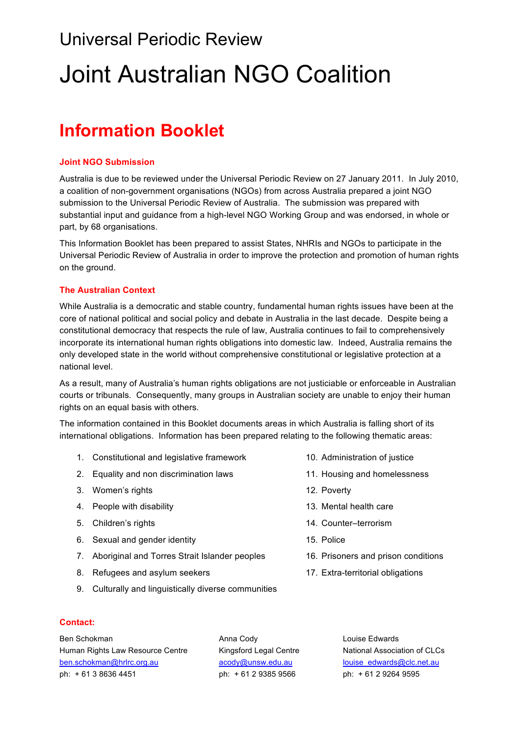# Universal Periodic Review

# Joint Australian NGO Coalition

## Information Booklet

### Joint NGO Submission

Australia is due to be reviewed under the Universal Periodic Review on 27 January 2011. In July 2010, a coalition of non-government organisations (NGOs) from across Australia prepared a joint NGO submission to the Universal Periodic Review of Australia. The submission was prepared with substantial input and guidance from a high-level NGO Working Group and was endorsed, in whole or part, by 68 organisations.

This Information Booklet has been prepared to assist States, NHRIs and NGOs to participate in the Universal Periodic Review of Australia in order to improve the protection and promotion of human rights on the ground.

### The Australian Context

While Australia is a democratic and stable country, fundamental human rights issues have been at the core of national political and social policy and debate in Australia in the last decade. Despite being a constitutional democracy that respects the rule of law, Australia continues to fail to comprehensively incorporate its international human rights obligations into domestic law. Indeed, Australia remains the only developed state in the world without comprehensive constitutional or legislative protection at a national level.

As a result, many of Australia's human rights obligations are not justiciable or enforceable in Australian courts or tribunals. Consequently, many groups in Australian society are unable to enjoy their human rights on an equal basis with others.

The information contained in this Booklet documents areas in which Australia is falling short of its international obligations. Information has been prepared relating to the following thematic areas:

1. Constitutional and legislative framework
2. Equality and non discrimination laws
3. Women's rights
4. People with disability
5. Children's rights
6. Sexual and gender identity
7. Aboriginal and Torres Strait Islander peoples
8. Refugees and asylum seekers
9. Culturally and linguistically diverse communities
10. Administration of justice
11. Housing and homelessness
12. Poverty
13. Mental health care
14. Counter–terrorism
15. Police
16. Prisoners and prison conditions
17. Extra-territorial obligations

### Contact:

Ben Schokman
Human Rights Law Resource Centre
ben.schokman@hrlrc.org.au
ph: + 61 3 8636 4451

Anna Cody
Kingsford Legal Centre
acody@unsw.edu.au
ph: + 61 2 9385 9566

Louise Edwards
National Association of CLCs
louise_edwards@clc.net.au
ph: + 61 2 9264 9595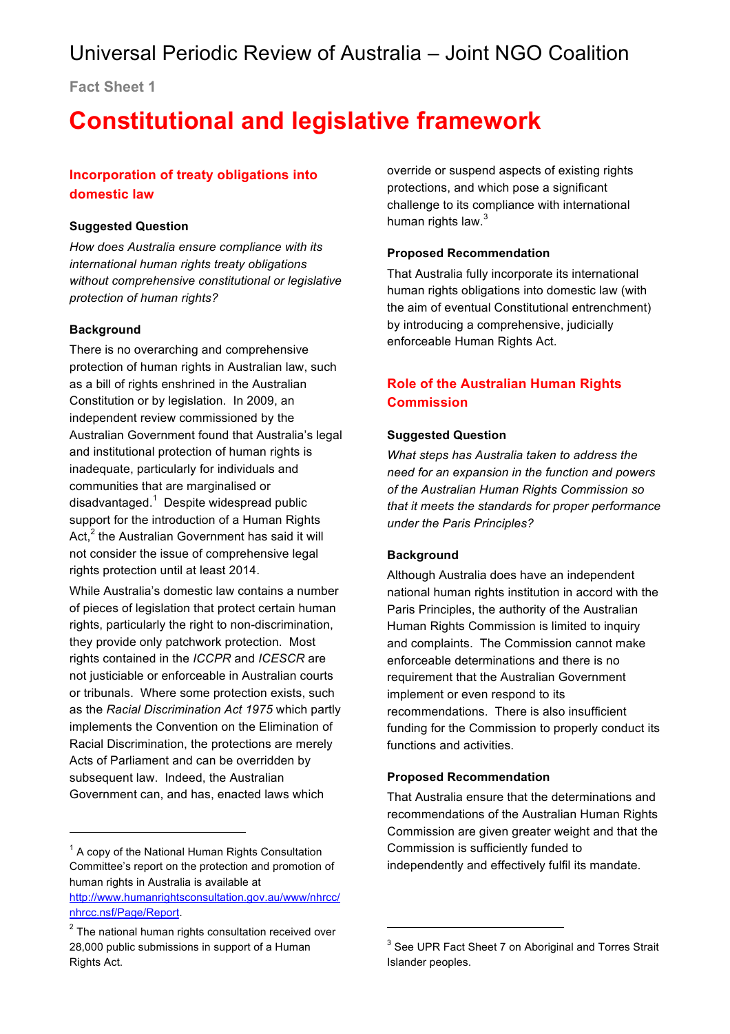# Universal Periodic Review of Australia – Joint NGO Coalition

**Fact Sheet 1**

# Constitutional and legislative framework

## Incorporation of treaty obligations into domestic law

### Suggested Question

*How does Australia ensure compliance with its international human rights treaty obligations without comprehensive constitutional or legislative protection of human rights?*

### Background

There is no overarching and comprehensive protection of human rights in Australian law, such as a bill of rights enshrined in the Australian Constitution or by legislation. In 2009, an independent review commissioned by the Australian Government found that Australia's legal and institutional protection of human rights is inadequate, particularly for individuals and communities that are marginalised or disadvantaged.[1] Despite widespread public support for the introduction of a Human Rights Act,[2] the Australian Government has said it will not consider the issue of comprehensive legal rights protection until at least 2014.

While Australia's domestic law contains a number of pieces of legislation that protect certain human rights, particularly the right to non-discrimination, they provide only patchwork protection. Most rights contained in the *ICCPR* and *ICESCR* are not justiciable or enforceable in Australian courts or tribunals. Where some protection exists, such as the *Racial Discrimination Act 1975* which partly implements the Convention on the Elimination of Racial Discrimination, the protections are merely Acts of Parliament and can be overridden by subsequent law. Indeed, the Australian Government can, and has, enacted laws which override or suspend aspects of existing rights protections, and which pose a significant challenge to its compliance with international human rights law.[3]

### Proposed Recommendation

That Australia fully incorporate its international human rights obligations into domestic law (with the aim of eventual Constitutional entrenchment) by introducing a comprehensive, judicially enforceable Human Rights Act.

## Role of the Australian Human Rights Commission

### Suggested Question

*What steps has Australia taken to address the need for an expansion in the function and powers of the Australian Human Rights Commission so that it meets the standards for proper performance under the Paris Principles?*

### Background

Although Australia does have an independent national human rights institution in accord with the Paris Principles, the authority of the Australian Human Rights Commission is limited to inquiry and complaints. The Commission cannot make enforceable determinations and there is no requirement that the Australian Government implement or even respond to its recommendations. There is also insufficient funding for the Commission to properly conduct its functions and activities.

### Proposed Recommendation

That Australia ensure that the determinations and recommendations of the Australian Human Rights Commission are given greater weight and that the Commission is sufficiently funded to independently and effectively fulfil its mandate.

---

[1] A copy of the National Human Rights Consultation Committee's report on the protection and promotion of human rights in Australia is available at http://www.humanrightsconsultation.gov.au/www/nhrcc/nhrcc.nsf/Page/Report.

[2] The national human rights consultation received over 28,000 public submissions in support of a Human Rights Act.

[3] See UPR Fact Sheet 7 on Aboriginal and Torres Strait Islander peoples.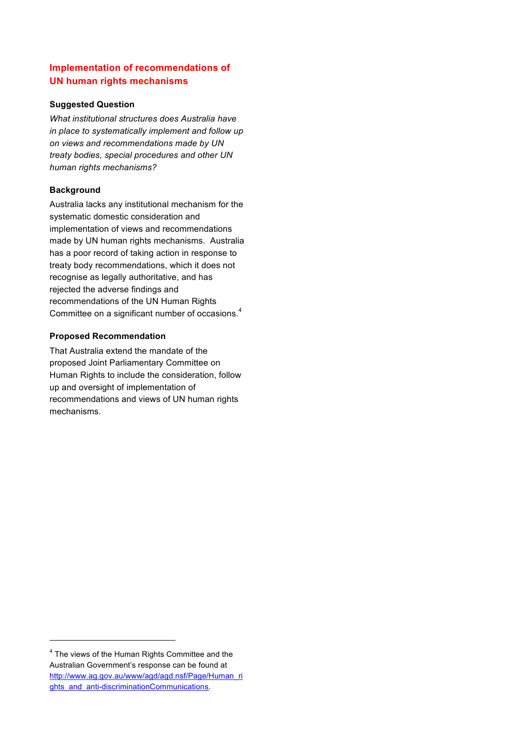## Implementation of recommendations of UN human rights mechanisms

### Suggested Question

*What institutional structures does Australia have in place to systematically implement and follow up on views and recommendations made by UN treaty bodies, special procedures and other UN human rights mechanisms?*

### Background

Australia lacks any institutional mechanism for the systematic domestic consideration and implementation of views and recommendations made by UN human rights mechanisms. Australia has a poor record of taking action in response to treaty body recommendations, which it does not recognise as legally authoritative, and has rejected the adverse findings and recommendations of the UN Human Rights Committee on a significant number of occasions.[4]

### Proposed Recommendation

That Australia extend the mandate of the proposed Joint Parliamentary Committee on Human Rights to include the consideration, follow up and oversight of implementation of recommendations and views of UN human rights mechanisms.

---

[4] The views of the Human Rights Committee and the Australian Government's response can be found at http://www.ag.gov.au/www/agd/agd.nsf/Page/Human_rights_and_anti-discriminationCommunications.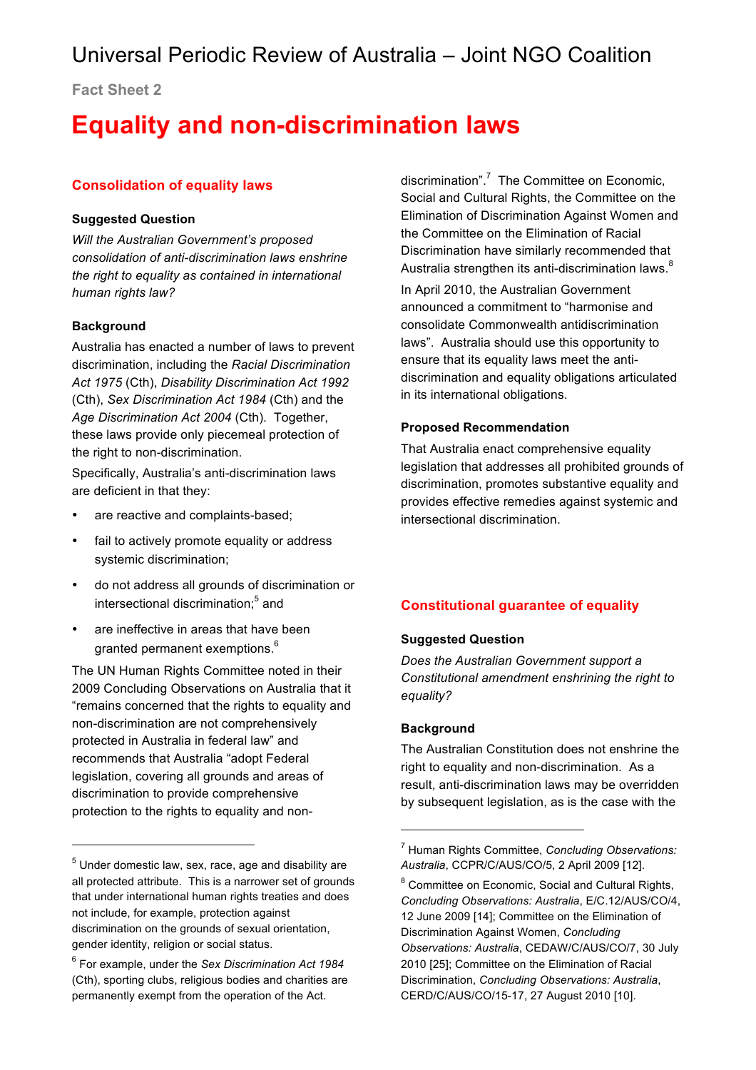# Universal Periodic Review of Australia – Joint NGO Coalition

Fact Sheet 2

# Equality and non-discrimination laws

## Consolidation of equality laws

### Suggested Question

*Will the Australian Government's proposed consolidation of anti-discrimination laws enshrine the right to equality as contained in international human rights law?*

### Background

Australia has enacted a number of laws to prevent discrimination, including the *Racial Discrimination Act 1975* (Cth), *Disability Discrimination Act 1992* (Cth), *Sex Discrimination Act 1984* (Cth) and the *Age Discrimination Act 2004* (Cth). Together, these laws provide only piecemeal protection of the right to non-discrimination.

Specifically, Australia's anti-discrimination laws are deficient in that they:

- are reactive and complaints-based;
- fail to actively promote equality or address systemic discrimination;
- do not address all grounds of discrimination or intersectional discrimination;[5] and
- are ineffective in areas that have been granted permanent exemptions.[6]

The UN Human Rights Committee noted in their 2009 Concluding Observations on Australia that it "remains concerned that the rights to equality and non-discrimination are not comprehensively protected in Australia in federal law" and recommends that Australia "adopt Federal legislation, covering all grounds and areas of discrimination to provide comprehensive protection to the rights to equality and non-discrimination".[7] The Committee on Economic, Social and Cultural Rights, the Committee on the Elimination of Discrimination Against Women and the Committee on the Elimination of Racial Discrimination have similarly recommended that Australia strengthen its anti-discrimination laws.[8]

In April 2010, the Australian Government announced a commitment to "harmonise and consolidate Commonwealth antidiscrimination laws". Australia should use this opportunity to ensure that its equality laws meet the anti-discrimination and equality obligations articulated in its international obligations.

### Proposed Recommendation

That Australia enact comprehensive equality legislation that addresses all prohibited grounds of discrimination, promotes substantive equality and provides effective remedies against systemic and intersectional discrimination.

## Constitutional guarantee of equality

### Suggested Question

*Does the Australian Government support a Constitutional amendment enshrining the right to equality?*

### Background

The Australian Constitution does not enshrine the right to equality and non-discrimination. As a result, anti-discrimination laws may be overridden by subsequent legislation, as is the case with the

---

[5] Under domestic law, sex, race, age and disability are all protected attribute. This is a narrower set of grounds that under international human rights treaties and does not include, for example, protection against discrimination on the grounds of sexual orientation, gender identity, religion or social status.

[6] For example, under the *Sex Discrimination Act 1984* (Cth), sporting clubs, religious bodies and charities are permanently exempt from the operation of the Act.

[7] Human Rights Committee, *Concluding Observations: Australia*, CCPR/C/AUS/CO/5, 2 April 2009 [12].

[8] Committee on Economic, Social and Cultural Rights, *Concluding Observations: Australia*, E/C.12/AUS/CO/4, 12 June 2009 [14]; Committee on the Elimination of Discrimination Against Women, *Concluding Observations: Australia*, CEDAW/C/AUS/CO/7, 30 July 2010 [25]; Committee on the Elimination of Racial Discrimination, *Concluding Observations: Australia*, CERD/C/AUS/CO/15-17, 27 August 2010 [10].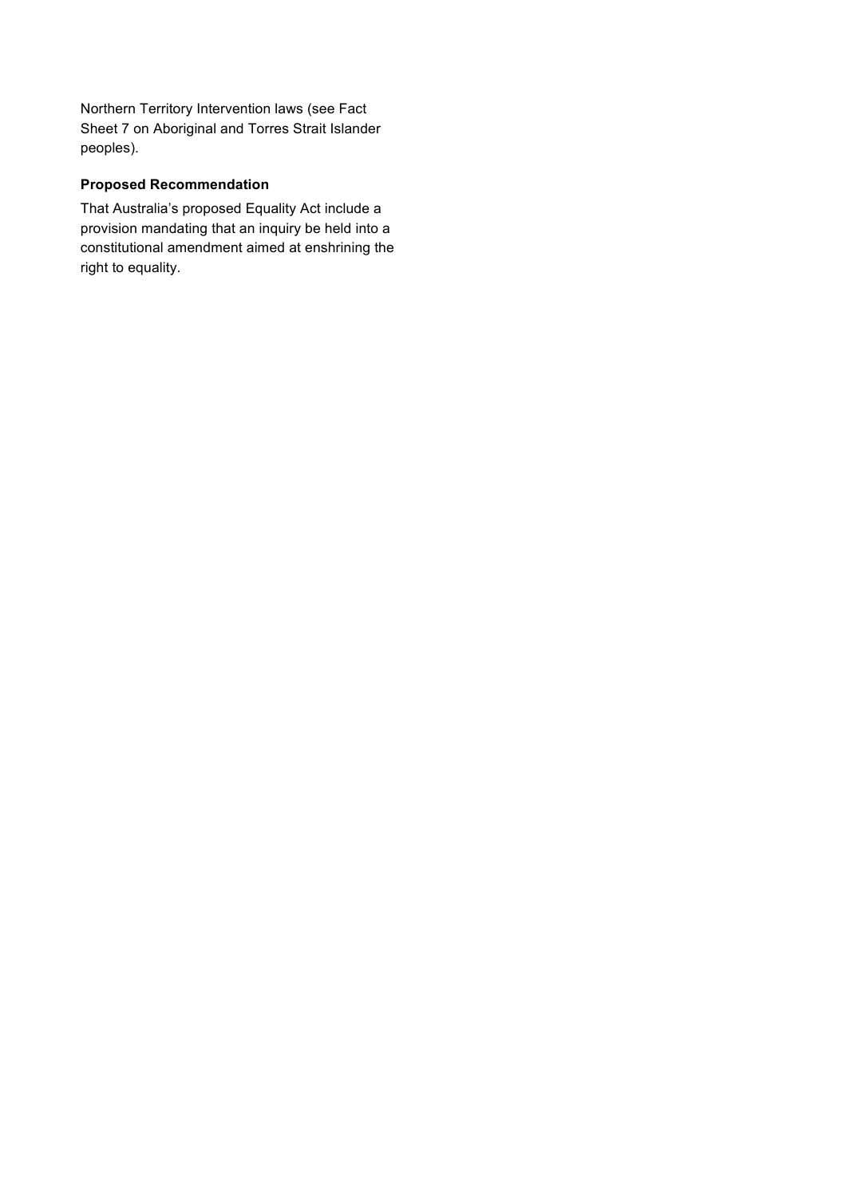Northern Territory Intervention laws (see Fact Sheet 7 on Aboriginal and Torres Strait Islander peoples).

**Proposed Recommendation**

That Australia's proposed Equality Act include a provision mandating that an inquiry be held into a constitutional amendment aimed at enshrining the right to equality.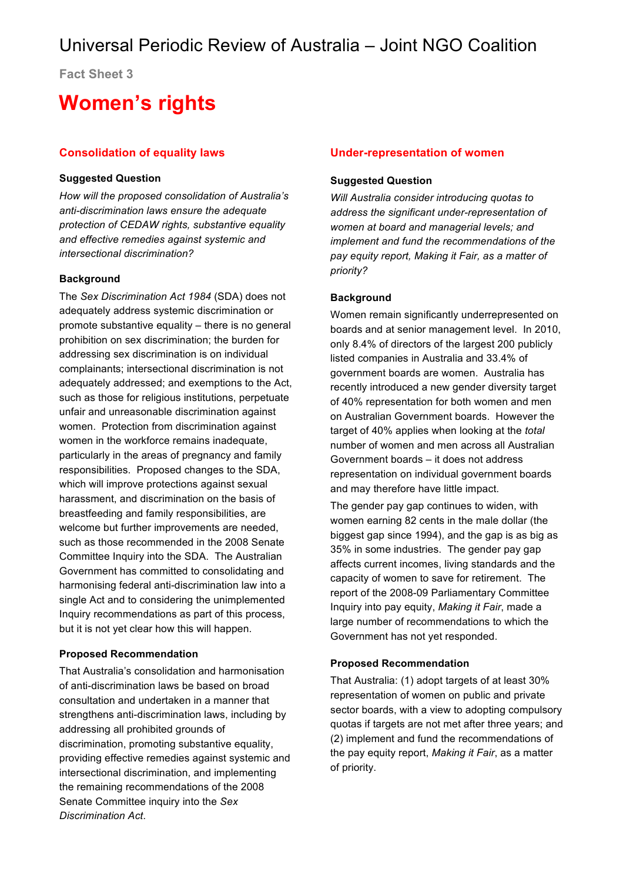# Universal Periodic Review of Australia – Joint NGO Coalition

Fact Sheet 3

## Women's rights

### Consolidation of equality laws

**Suggested Question**

*How will the proposed consolidation of Australia's anti-discrimination laws ensure the adequate protection of CEDAW rights, substantive equality and effective remedies against systemic and intersectional discrimination?*

**Background**

The *Sex Discrimination Act 1984* (SDA) does not adequately address systemic discrimination or promote substantive equality – there is no general prohibition on sex discrimination; the burden for addressing sex discrimination is on individual complainants; intersectional discrimination is not adequately addressed; and exemptions to the Act, such as those for religious institutions, perpetuate unfair and unreasonable discrimination against women. Protection from discrimination against women in the workforce remains inadequate, particularly in the areas of pregnancy and family responsibilities. Proposed changes to the SDA, which will improve protections against sexual harassment, and discrimination on the basis of breastfeeding and family responsibilities, are welcome but further improvements are needed, such as those recommended in the 2008 Senate Committee Inquiry into the SDA. The Australian Government has committed to consolidating and harmonising federal anti-discrimination law into a single Act and to considering the unimplemented Inquiry recommendations as part of this process, but it is not yet clear how this will happen.

**Proposed Recommendation**

That Australia's consolidation and harmonisation of anti-discrimination laws be based on broad consultation and undertaken in a manner that strengthens anti-discrimination laws, including by addressing all prohibited grounds of discrimination, promoting substantive equality, providing effective remedies against systemic and intersectional discrimination, and implementing the remaining recommendations of the 2008 Senate Committee inquiry into the *Sex Discrimination Act*.

### Under-representation of women

**Suggested Question**

*Will Australia consider introducing quotas to address the significant under-representation of women at board and managerial levels; and implement and fund the recommendations of the pay equity report, Making it Fair, as a matter of priority?*

**Background**

Women remain significantly underrepresented on boards and at senior management level. In 2010, only 8.4% of directors of the largest 200 publicly listed companies in Australia and 33.4% of government boards are women. Australia has recently introduced a new gender diversity target of 40% representation for both women and men on Australian Government boards. However the target of 40% applies when looking at the *total* number of women and men across all Australian Government boards – it does not address representation on individual government boards and may therefore have little impact.

The gender pay gap continues to widen, with women earning 82 cents in the male dollar (the biggest gap since 1994), and the gap is as big as 35% in some industries. The gender pay gap affects current incomes, living standards and the capacity of women to save for retirement. The report of the 2008-09 Parliamentary Committee Inquiry into pay equity, *Making it Fair*, made a large number of recommendations to which the Government has not yet responded.

**Proposed Recommendation**

That Australia: (1) adopt targets of at least 30% representation of women on public and private sector boards, with a view to adopting compulsory quotas if targets are not met after three years; and (2) implement and fund the recommendations of the pay equity report, *Making it Fair*, as a matter of priority.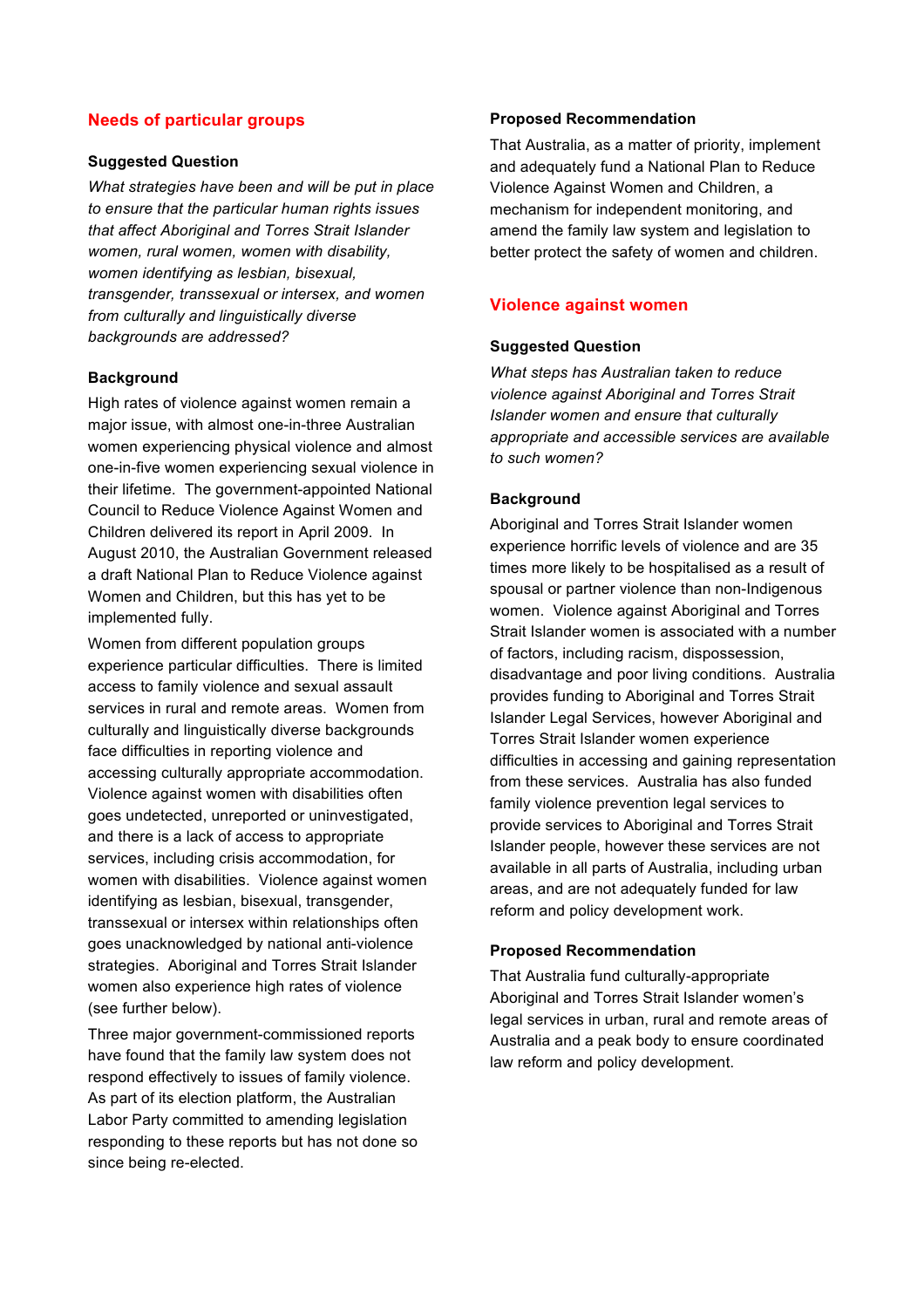## Needs of particular groups

### Suggested Question

*What strategies have been and will be put in place to ensure that the particular human rights issues that affect Aboriginal and Torres Strait Islander women, rural women, women with disability, women identifying as lesbian, bisexual, transgender, transsexual or intersex, and women from culturally and linguistically diverse backgrounds are addressed?*

### Background

High rates of violence against women remain a major issue, with almost one-in-three Australian women experiencing physical violence and almost one-in-five women experiencing sexual violence in their lifetime. The government-appointed National Council to Reduce Violence Against Women and Children delivered its report in April 2009. In August 2010, the Australian Government released a draft National Plan to Reduce Violence against Women and Children, but this has yet to be implemented fully.

Women from different population groups experience particular difficulties. There is limited access to family violence and sexual assault services in rural and remote areas. Women from culturally and linguistically diverse backgrounds face difficulties in reporting violence and accessing culturally appropriate accommodation. Violence against women with disabilities often goes undetected, unreported or uninvestigated, and there is a lack of access to appropriate services, including crisis accommodation, for women with disabilities. Violence against women identifying as lesbian, bisexual, transgender, transsexual or intersex within relationships often goes unacknowledged by national anti-violence strategies. Aboriginal and Torres Strait Islander women also experience high rates of violence (see further below).

Three major government-commissioned reports have found that the family law system does not respond effectively to issues of family violence. As part of its election platform, the Australian Labor Party committed to amending legislation responding to these reports but has not done so since being re-elected.

### Proposed Recommendation

That Australia, as a matter of priority, implement and adequately fund a National Plan to Reduce Violence Against Women and Children, a mechanism for independent monitoring, and amend the family law system and legislation to better protect the safety of women and children.

## Violence against women

### Suggested Question

*What steps has Australian taken to reduce violence against Aboriginal and Torres Strait Islander women and ensure that culturally appropriate and accessible services are available to such women?*

### Background

Aboriginal and Torres Strait Islander women experience horrific levels of violence and are 35 times more likely to be hospitalised as a result of spousal or partner violence than non-Indigenous women. Violence against Aboriginal and Torres Strait Islander women is associated with a number of factors, including racism, dispossession, disadvantage and poor living conditions. Australia provides funding to Aboriginal and Torres Strait Islander Legal Services, however Aboriginal and Torres Strait Islander women experience difficulties in accessing and gaining representation from these services. Australia has also funded family violence prevention legal services to provide services to Aboriginal and Torres Strait Islander people, however these services are not available in all parts of Australia, including urban areas, and are not adequately funded for law reform and policy development work.

### Proposed Recommendation

That Australia fund culturally-appropriate Aboriginal and Torres Strait Islander women's legal services in urban, rural and remote areas of Australia and a peak body to ensure coordinated law reform and policy development.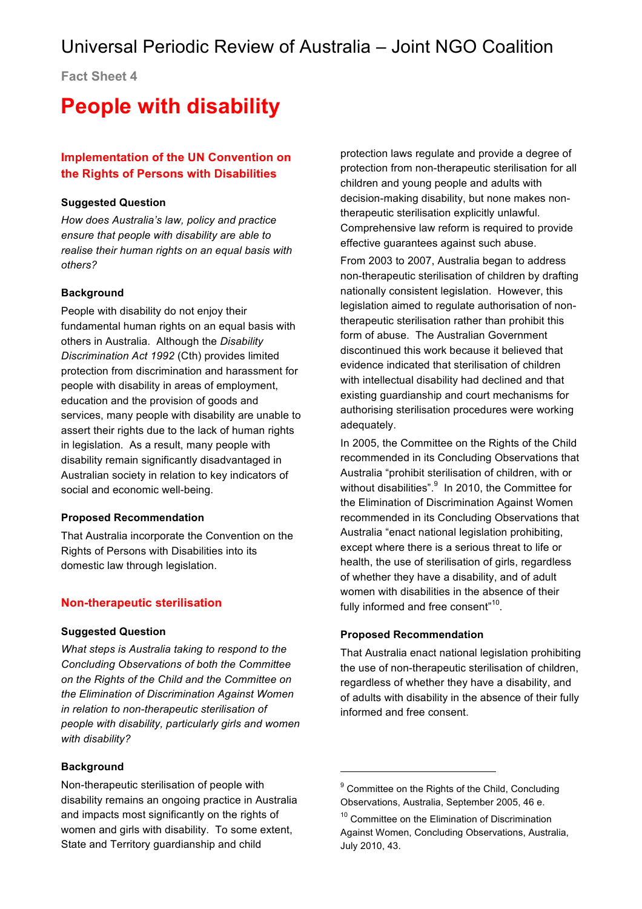# Universal Periodic Review of Australia – Joint NGO Coalition

Fact Sheet 4

# People with disability

## Implementation of the UN Convention on the Rights of Persons with Disabilities

### Suggested Question

*How does Australia's law, policy and practice ensure that people with disability are able to realise their human rights on an equal basis with others?*

### Background

People with disability do not enjoy their fundamental human rights on an equal basis with others in Australia. Although the *Disability Discrimination Act 1992* (Cth) provides limited protection from discrimination and harassment for people with disability in areas of employment, education and the provision of goods and services, many people with disability are unable to assert their rights due to the lack of human rights in legislation. As a result, many people with disability remain significantly disadvantaged in Australian society in relation to key indicators of social and economic well-being.

### Proposed Recommendation

That Australia incorporate the Convention on the Rights of Persons with Disabilities into its domestic law through legislation.

## Non-therapeutic sterilisation

### Suggested Question

*What steps is Australia taking to respond to the Concluding Observations of both the Committee on the Rights of the Child and the Committee on the Elimination of Discrimination Against Women in relation to non-therapeutic sterilisation of people with disability, particularly girls and women with disability?*

### Background

Non-therapeutic sterilisation of people with disability remains an ongoing practice in Australia and impacts most significantly on the rights of women and girls with disability. To some extent, State and Territory guardianship and child protection laws regulate and provide a degree of protection from non-therapeutic sterilisation for all children and young people and adults with decision-making disability, but none makes non-therapeutic sterilisation explicitly unlawful. Comprehensive law reform is required to provide effective guarantees against such abuse.

From 2003 to 2007, Australia began to address non-therapeutic sterilisation of children by drafting nationally consistent legislation. However, this legislation aimed to regulate authorisation of non-therapeutic sterilisation rather than prohibit this form of abuse. The Australian Government discontinued this work because it believed that evidence indicated that sterilisation of children with intellectual disability had declined and that existing guardianship and court mechanisms for authorising sterilisation procedures were working adequately.

In 2005, the Committee on the Rights of the Child recommended in its Concluding Observations that Australia "prohibit sterilisation of children, with or without disabilities".[9] In 2010, the Committee for the Elimination of Discrimination Against Women recommended in its Concluding Observations that Australia "enact national legislation prohibiting, except where there is a serious threat to life or health, the use of sterilisation of girls, regardless of whether they have a disability, and of adult women with disabilities in the absence of their fully informed and free consent"[10].

### Proposed Recommendation

That Australia enact national legislation prohibiting the use of non-therapeutic sterilisation of children, regardless of whether they have a disability, and of adults with disability in the absence of their fully informed and free consent.

---

[9] Committee on the Rights of the Child, Concluding Observations, Australia, September 2005, 46 e.

[10] Committee on the Elimination of Discrimination Against Women, Concluding Observations, Australia, July 2010, 43.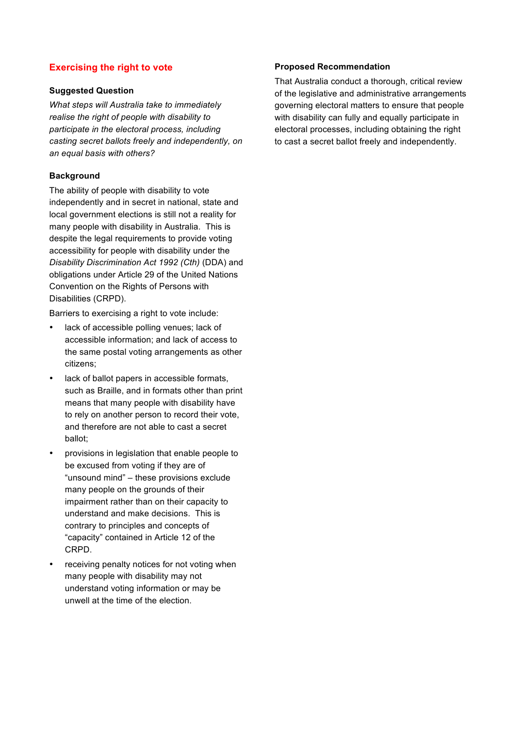## Exercising the right to vote

### Suggested Question

*What steps will Australia take to immediately realise the right of people with disability to participate in the electoral process, including casting secret ballots freely and independently, on an equal basis with others?*

### Background

The ability of people with disability to vote independently and in secret in national, state and local government elections is still not a reality for many people with disability in Australia. This is despite the legal requirements to provide voting accessibility for people with disability under the *Disability Discrimination Act 1992 (Cth)* (DDA) and obligations under Article 29 of the United Nations Convention on the Rights of Persons with Disabilities (CRPD).

Barriers to exercising a right to vote include:

- lack of accessible polling venues; lack of accessible information; and lack of access to the same postal voting arrangements as other citizens;
- lack of ballot papers in accessible formats, such as Braille, and in formats other than print means that many people with disability have to rely on another person to record their vote, and therefore are not able to cast a secret ballot;
- provisions in legislation that enable people to be excused from voting if they are of "unsound mind" – these provisions exclude many people on the grounds of their impairment rather than on their capacity to understand and make decisions. This is contrary to principles and concepts of "capacity" contained in Article 12 of the CRPD.
- receiving penalty notices for not voting when many people with disability may not understand voting information or may be unwell at the time of the election.

### Proposed Recommendation

That Australia conduct a thorough, critical review of the legislative and administrative arrangements governing electoral matters to ensure that people with disability can fully and equally participate in electoral processes, including obtaining the right to cast a secret ballot freely and independently.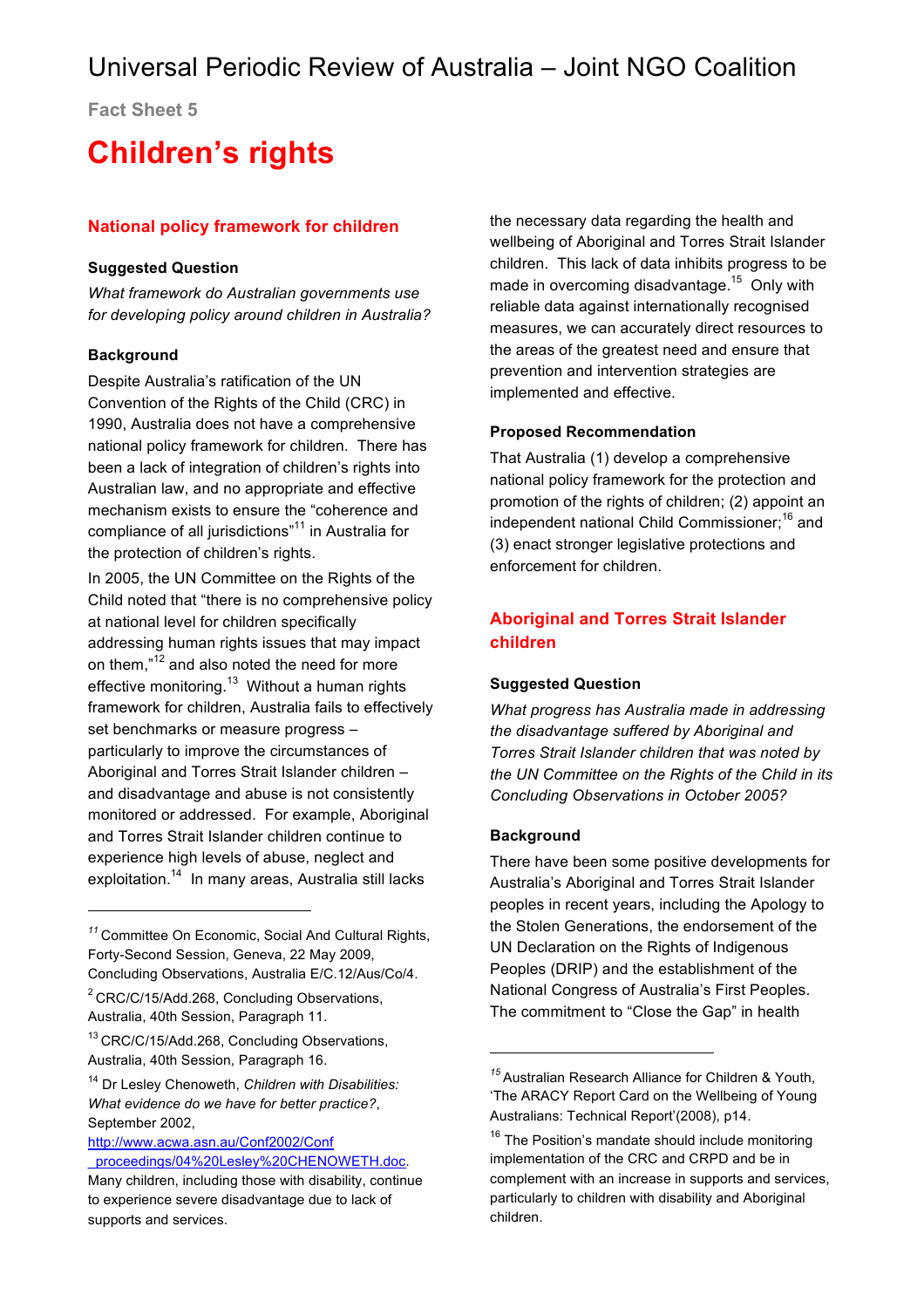# Universal Periodic Review of Australia – Joint NGO Coalition

Fact Sheet 5

# Children's rights

## National policy framework for children

### Suggested Question

*What framework do Australian governments use for developing policy around children in Australia?*

### Background

Despite Australia's ratification of the UN Convention of the Rights of the Child (CRC) in 1990, Australia does not have a comprehensive national policy framework for children. There has been a lack of integration of children's rights into Australian law, and no appropriate and effective mechanism exists to ensure the "coherence and compliance of all jurisdictions"[11] in Australia for the protection of children's rights.

In 2005, the UN Committee on the Rights of the Child noted that "there is no comprehensive policy at national level for children specifically addressing human rights issues that may impact on them,"[12] and also noted the need for more effective monitoring.[13] Without a human rights framework for children, Australia fails to effectively set benchmarks or measure progress – particularly to improve the circumstances of Aboriginal and Torres Strait Islander children – and disadvantage and abuse is not consistently monitored or addressed. For example, Aboriginal and Torres Strait Islander children continue to experience high levels of abuse, neglect and exploitation.[14] In many areas, Australia still lacks the necessary data regarding the health and wellbeing of Aboriginal and Torres Strait Islander children. This lack of data inhibits progress to be made in overcoming disadvantage.[15] Only with reliable data against internationally recognised measures, we can accurately direct resources to the areas of the greatest need and ensure that prevention and intervention strategies are implemented and effective.

### Proposed Recommendation

That Australia (1) develop a comprehensive national policy framework for the protection and promotion of the rights of children; (2) appoint an independent national Child Commissioner;[16] and (3) enact stronger legislative protections and enforcement for children.

## Aboriginal and Torres Strait Islander children

### Suggested Question

*What progress has Australia made in addressing the disadvantage suffered by Aboriginal and Torres Strait Islander children that was noted by the UN Committee on the Rights of the Child in its Concluding Observations in October 2005?*

### Background

There have been some positive developments for Australia's Aboriginal and Torres Strait Islander peoples in recent years, including the Apology to the Stolen Generations, the endorsement of the UN Declaration on the Rights of Indigenous Peoples (DRIP) and the establishment of the National Congress of Australia's First Peoples. The commitment to "Close the Gap" in health

---

[11] Committee On Economic, Social And Cultural Rights, Forty-Second Session, Geneva, 22 May 2009, Concluding Observations, Australia E/C.12/Aus/Co/4.

[2] CRC/C/15/Add.268, Concluding Observations, Australia, 40th Session, Paragraph 11.

[13] CRC/C/15/Add.268, Concluding Observations, Australia, 40th Session, Paragraph 16.

[14] Dr Lesley Chenoweth, *Children with Disabilities: What evidence do we have for better practice?*, September 2002, http://www.acwa.asn.au/Conf2002/Conf_proceedings/04%20Lesley%20CHENOWETH.doc. Many children, including those with disability, continue to experience severe disadvantage due to lack of supports and services.

[15] Australian Research Alliance for Children & Youth, 'The ARACY Report Card on the Wellbeing of Young Australians: Technical Report'(2008), p14.

[16] The Position's mandate should include monitoring implementation of the CRC and CRPD and be in complement with an increase in supports and services, particularly to children with disability and Aboriginal children.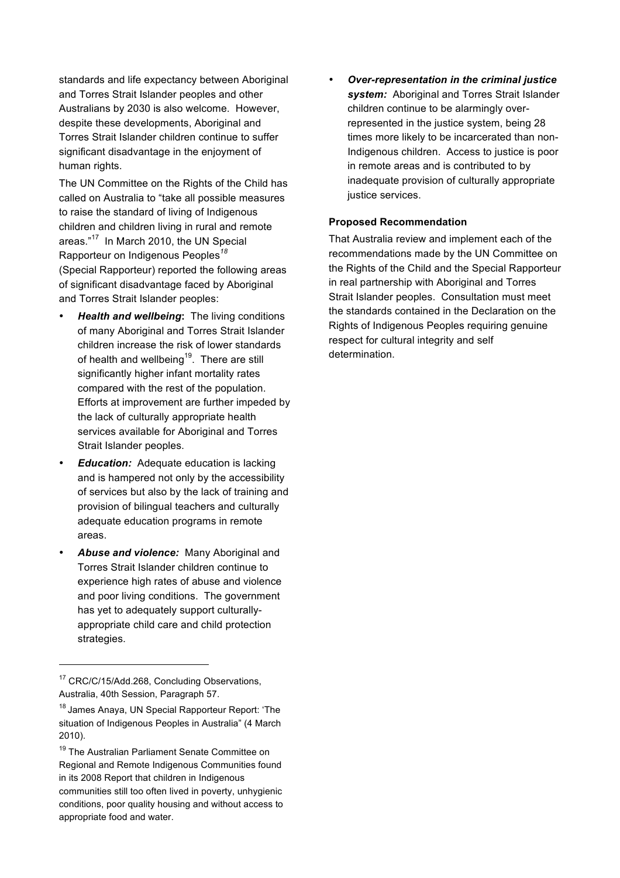standards and life expectancy between Aboriginal and Torres Strait Islander peoples and other Australians by 2030 is also welcome. However, despite these developments, Aboriginal and Torres Strait Islander children continue to suffer significant disadvantage in the enjoyment of human rights.

The UN Committee on the Rights of the Child has called on Australia to "take all possible measures to raise the standard of living of Indigenous children and children living in rural and remote areas."[17] In March 2010, the UN Special Rapporteur on Indigenous Peoples[18] (Special Rapporteur) reported the following areas of significant disadvantage faced by Aboriginal and Torres Strait Islander peoples:

- ***Health and wellbeing*:** The living conditions of many Aboriginal and Torres Strait Islander children increase the risk of lower standards of health and wellbeing[19]. There are still significantly higher infant mortality rates compared with the rest of the population. Efforts at improvement are further impeded by the lack of culturally appropriate health services available for Aboriginal and Torres Strait Islander peoples.
- ***Education:*** Adequate education is lacking and is hampered not only by the accessibility of services but also by the lack of training and provision of bilingual teachers and culturally adequate education programs in remote areas.
- ***Abuse and violence:*** Many Aboriginal and Torres Strait Islander children continue to experience high rates of abuse and violence and poor living conditions. The government has yet to adequately support culturally-appropriate child care and child protection strategies.
- ***Over-representation in the criminal justice system:*** Aboriginal and Torres Strait Islander children continue to be alarmingly over-represented in the justice system, being 28 times more likely to be incarcerated than non-Indigenous children. Access to justice is poor in remote areas and is contributed to by inadequate provision of culturally appropriate justice services.

**Proposed Recommendation**

That Australia review and implement each of the recommendations made by the UN Committee on the Rights of the Child and the Special Rapporteur in real partnership with Aboriginal and Torres Strait Islander peoples. Consultation must meet the standards contained in the Declaration on the Rights of Indigenous Peoples requiring genuine respect for cultural integrity and self determination.

---

[17] CRC/C/15/Add.268, Concluding Observations, Australia, 40th Session, Paragraph 57.

[18] James Anaya, UN Special Rapporteur Report: 'The situation of Indigenous Peoples in Australia" (4 March 2010).

[19] The Australian Parliament Senate Committee on Regional and Remote Indigenous Communities found in its 2008 Report that children in Indigenous communities still too often lived in poverty, unhygienic conditions, poor quality housing and without access to appropriate food and water.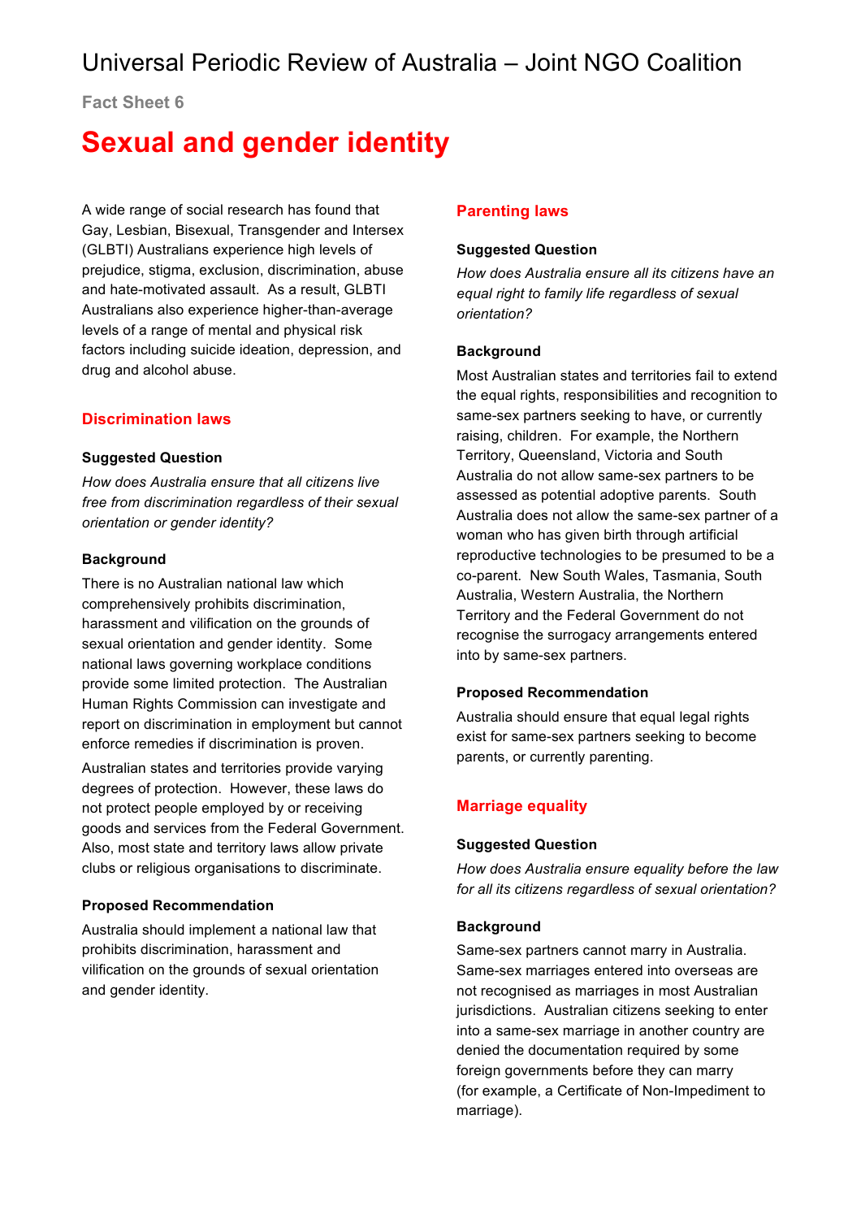# Universal Periodic Review of Australia – Joint NGO Coalition

**Fact Sheet 6**

## Sexual and gender identity

A wide range of social research has found that Gay, Lesbian, Bisexual, Transgender and Intersex (GLBTI) Australians experience high levels of prejudice, stigma, exclusion, discrimination, abuse and hate-motivated assault. As a result, GLBTI Australians also experience higher-than-average levels of a range of mental and physical risk factors including suicide ideation, depression, and drug and alcohol abuse.

### Discrimination laws

**Suggested Question**

*How does Australia ensure that all citizens live free from discrimination regardless of their sexual orientation or gender identity?*

**Background**

There is no Australian national law which comprehensively prohibits discrimination, harassment and vilification on the grounds of sexual orientation and gender identity. Some national laws governing workplace conditions provide some limited protection. The Australian Human Rights Commission can investigate and report on discrimination in employment but cannot enforce remedies if discrimination is proven.

Australian states and territories provide varying degrees of protection. However, these laws do not protect people employed by or receiving goods and services from the Federal Government. Also, most state and territory laws allow private clubs or religious organisations to discriminate.

**Proposed Recommendation**

Australia should implement a national law that prohibits discrimination, harassment and vilification on the grounds of sexual orientation and gender identity.

### Parenting laws

**Suggested Question**

*How does Australia ensure all its citizens have an equal right to family life regardless of sexual orientation?*

**Background**

Most Australian states and territories fail to extend the equal rights, responsibilities and recognition to same-sex partners seeking to have, or currently raising, children. For example, the Northern Territory, Queensland, Victoria and South Australia do not allow same-sex partners to be assessed as potential adoptive parents. South Australia does not allow the same-sex partner of a woman who has given birth through artificial reproductive technologies to be presumed to be a co-parent. New South Wales, Tasmania, South Australia, Western Australia, the Northern Territory and the Federal Government do not recognise the surrogacy arrangements entered into by same-sex partners.

**Proposed Recommendation**

Australia should ensure that equal legal rights exist for same-sex partners seeking to become parents, or currently parenting.

### Marriage equality

**Suggested Question**

*How does Australia ensure equality before the law for all its citizens regardless of sexual orientation?*

**Background**

Same-sex partners cannot marry in Australia. Same-sex marriages entered into overseas are not recognised as marriages in most Australian jurisdictions. Australian citizens seeking to enter into a same-sex marriage in another country are denied the documentation required by some foreign governments before they can marry (for example, a Certificate of Non-Impediment to marriage).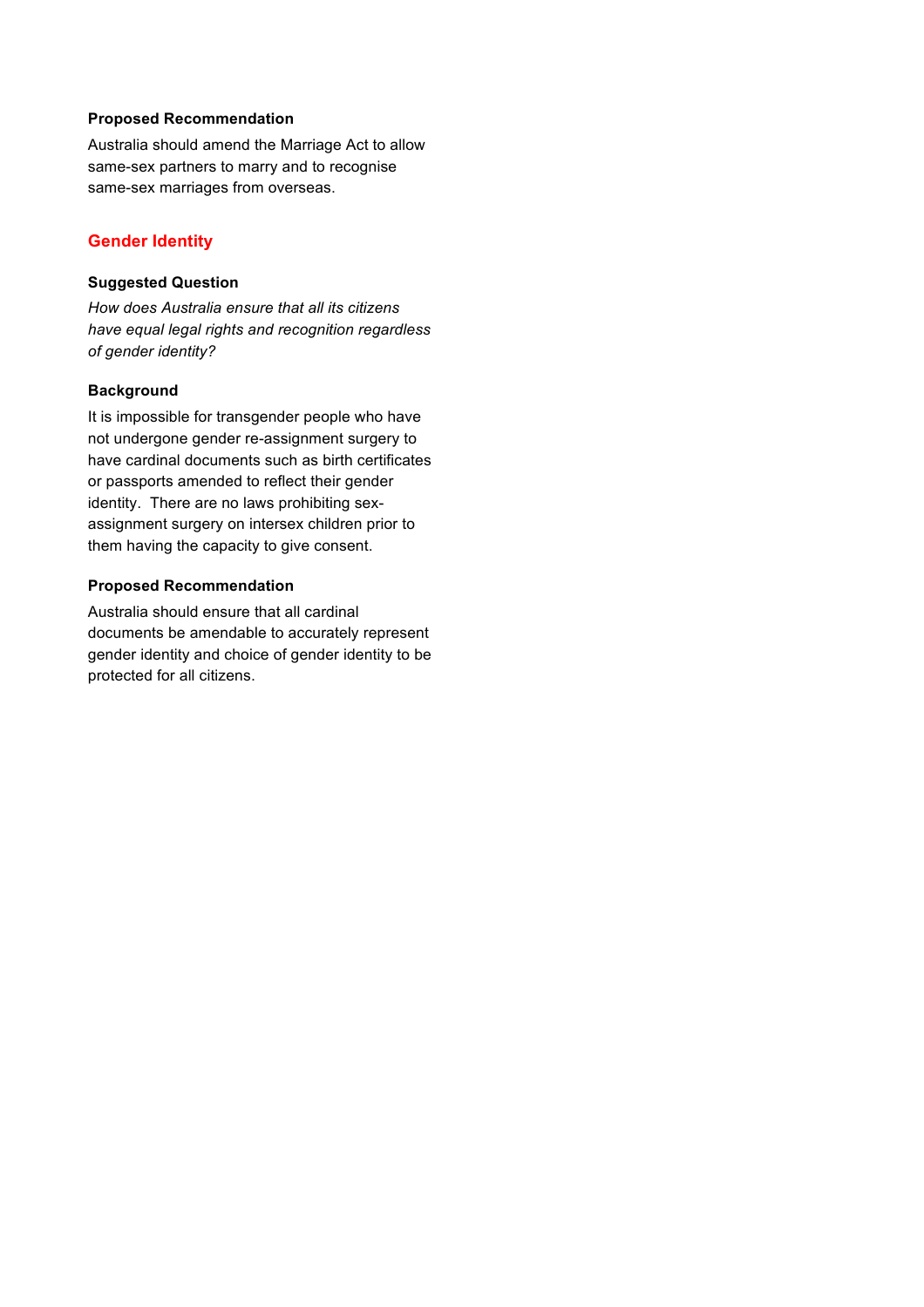**Proposed Recommendation**

Australia should amend the Marriage Act to allow same-sex partners to marry and to recognise same-sex marriages from overseas.

## Gender Identity

**Suggested Question**

*How does Australia ensure that all its citizens have equal legal rights and recognition regardless of gender identity?*

**Background**

It is impossible for transgender people who have not undergone gender re-assignment surgery to have cardinal documents such as birth certificates or passports amended to reflect their gender identity. There are no laws prohibiting sex-assignment surgery on intersex children prior to them having the capacity to give consent.

**Proposed Recommendation**

Australia should ensure that all cardinal documents be amendable to accurately represent gender identity and choice of gender identity to be protected for all citizens.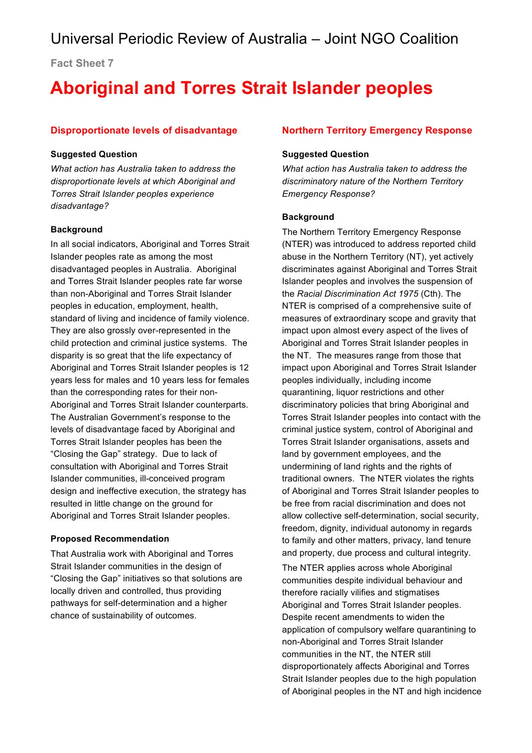# Universal Periodic Review of Australia – Joint NGO Coalition

**Fact Sheet 7**

# Aboriginal and Torres Strait Islander peoples

## Disproportionate levels of disadvantage

### Suggested Question

*What action has Australia taken to address the disproportionate levels at which Aboriginal and Torres Strait Islander peoples experience disadvantage?*

### Background

In all social indicators, Aboriginal and Torres Strait Islander peoples rate as among the most disadvantaged peoples in Australia. Aboriginal and Torres Strait Islander peoples rate far worse than non-Aboriginal and Torres Strait Islander peoples in education, employment, health, standard of living and incidence of family violence. They are also grossly over-represented in the child protection and criminal justice systems. The disparity is so great that the life expectancy of Aboriginal and Torres Strait Islander peoples is 12 years less for males and 10 years less for females than the corresponding rates for their non-Aboriginal and Torres Strait Islander counterparts. The Australian Government's response to the levels of disadvantage faced by Aboriginal and Torres Strait Islander peoples has been the "Closing the Gap" strategy. Due to lack of consultation with Aboriginal and Torres Strait Islander communities, ill-conceived program design and ineffective execution, the strategy has resulted in little change on the ground for Aboriginal and Torres Strait Islander peoples.

### Proposed Recommendation

That Australia work with Aboriginal and Torres Strait Islander communities in the design of "Closing the Gap" initiatives so that solutions are locally driven and controlled, thus providing pathways for self-determination and a higher chance of sustainability of outcomes.

## Northern Territory Emergency Response

### Suggested Question

*What action has Australia taken to address the discriminatory nature of the Northern Territory Emergency Response?*

### Background

The Northern Territory Emergency Response (NTER) was introduced to address reported child abuse in the Northern Territory (NT), yet actively discriminates against Aboriginal and Torres Strait Islander peoples and involves the suspension of the *Racial Discrimination Act 1975* (Cth). The NTER is comprised of a comprehensive suite of measures of extraordinary scope and gravity that impact upon almost every aspect of the lives of Aboriginal and Torres Strait Islander peoples in the NT. The measures range from those that impact upon Aboriginal and Torres Strait Islander peoples individually, including income quarantining, liquor restrictions and other discriminatory policies that bring Aboriginal and Torres Strait Islander peoples into contact with the criminal justice system, control of Aboriginal and Torres Strait Islander organisations, assets and land by government employees, and the undermining of land rights and the rights of traditional owners. The NTER violates the rights of Aboriginal and Torres Strait Islander peoples to be free from racial discrimination and does not allow collective self-determination, social security, freedom, dignity, individual autonomy in regards to family and other matters, privacy, land tenure and property, due process and cultural integrity.

The NTER applies across whole Aboriginal communities despite individual behaviour and therefore racially vilifies and stigmatises Aboriginal and Torres Strait Islander peoples. Despite recent amendments to widen the application of compulsory welfare quarantining to non-Aboriginal and Torres Strait Islander communities in the NT, the NTER still disproportionately affects Aboriginal and Torres Strait Islander peoples due to the high population of Aboriginal peoples in the NT and high incidence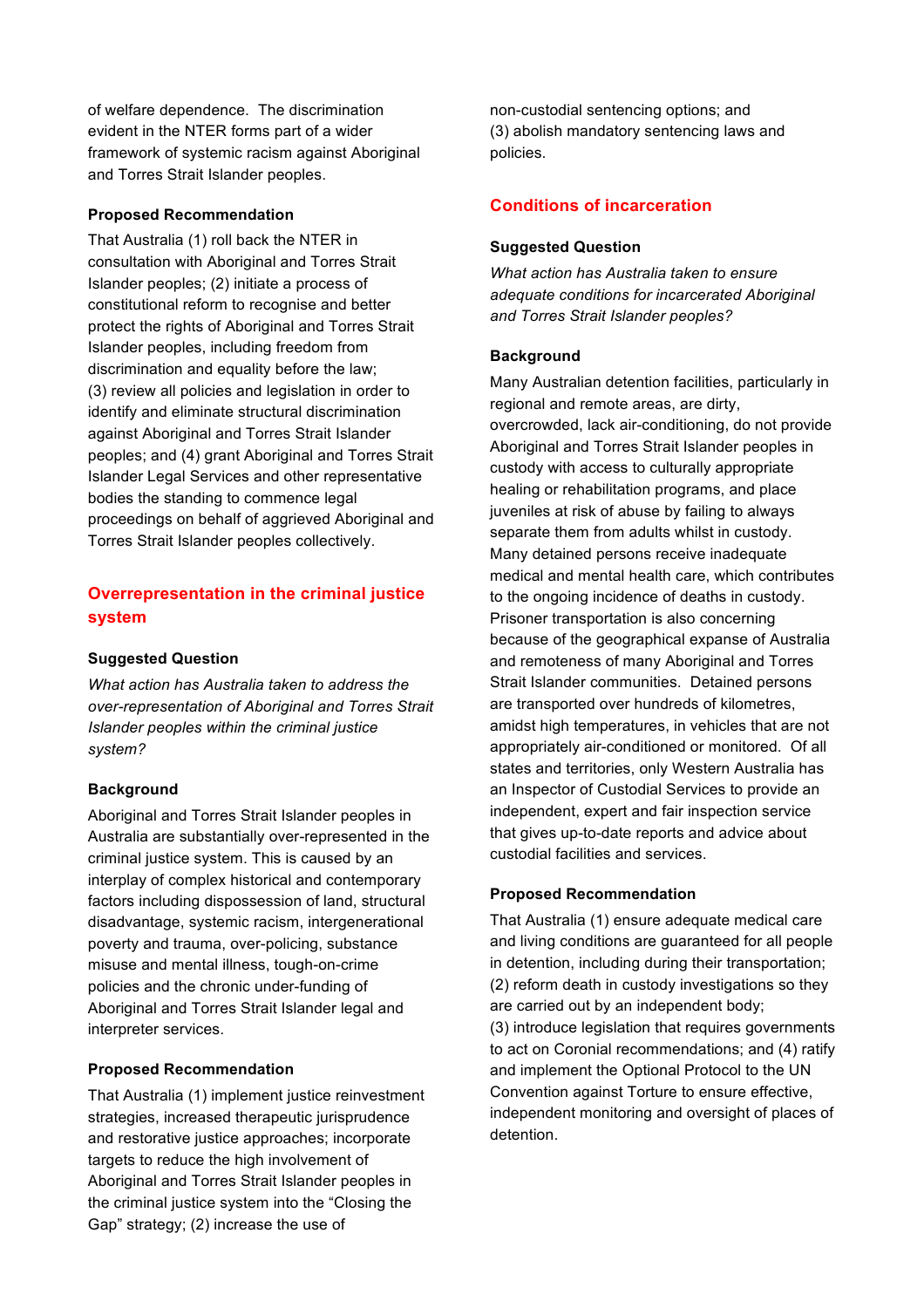of welfare dependence. The discrimination evident in the NTER forms part of a wider framework of systemic racism against Aboriginal and Torres Strait Islander peoples.

**Proposed Recommendation**

That Australia (1) roll back the NTER in consultation with Aboriginal and Torres Strait Islander peoples; (2) initiate a process of constitutional reform to recognise and better protect the rights of Aboriginal and Torres Strait Islander peoples, including freedom from discrimination and equality before the law; (3) review all policies and legislation in order to identify and eliminate structural discrimination against Aboriginal and Torres Strait Islander peoples; and (4) grant Aboriginal and Torres Strait Islander Legal Services and other representative bodies the standing to commence legal proceedings on behalf of aggrieved Aboriginal and Torres Strait Islander peoples collectively.

## Overrepresentation in the criminal justice system

**Suggested Question**

*What action has Australia taken to address the over-representation of Aboriginal and Torres Strait Islander peoples within the criminal justice system?*

**Background**

Aboriginal and Torres Strait Islander peoples in Australia are substantially over-represented in the criminal justice system. This is caused by an interplay of complex historical and contemporary factors including dispossession of land, structural disadvantage, systemic racism, intergenerational poverty and trauma, over-policing, substance misuse and mental illness, tough-on-crime policies and the chronic under-funding of Aboriginal and Torres Strait Islander legal and interpreter services.

**Proposed Recommendation**

That Australia (1) implement justice reinvestment strategies, increased therapeutic jurisprudence and restorative justice approaches; incorporate targets to reduce the high involvement of Aboriginal and Torres Strait Islander peoples in the criminal justice system into the "Closing the Gap" strategy; (2) increase the use of non-custodial sentencing options; and (3) abolish mandatory sentencing laws and policies.

## Conditions of incarceration

**Suggested Question**

*What action has Australia taken to ensure adequate conditions for incarcerated Aboriginal and Torres Strait Islander peoples?*

**Background**

Many Australian detention facilities, particularly in regional and remote areas, are dirty, overcrowded, lack air-conditioning, do not provide Aboriginal and Torres Strait Islander peoples in custody with access to culturally appropriate healing or rehabilitation programs, and place juveniles at risk of abuse by failing to always separate them from adults whilst in custody. Many detained persons receive inadequate medical and mental health care, which contributes to the ongoing incidence of deaths in custody. Prisoner transportation is also concerning because of the geographical expanse of Australia and remoteness of many Aboriginal and Torres Strait Islander communities. Detained persons are transported over hundreds of kilometres, amidst high temperatures, in vehicles that are not appropriately air-conditioned or monitored. Of all states and territories, only Western Australia has an Inspector of Custodial Services to provide an independent, expert and fair inspection service that gives up-to-date reports and advice about custodial facilities and services.

**Proposed Recommendation**

That Australia (1) ensure adequate medical care and living conditions are guaranteed for all people in detention, including during their transportation; (2) reform death in custody investigations so they are carried out by an independent body; (3) introduce legislation that requires governments to act on Coronial recommendations; and (4) ratify and implement the Optional Protocol to the UN Convention against Torture to ensure effective, independent monitoring and oversight of places of detention.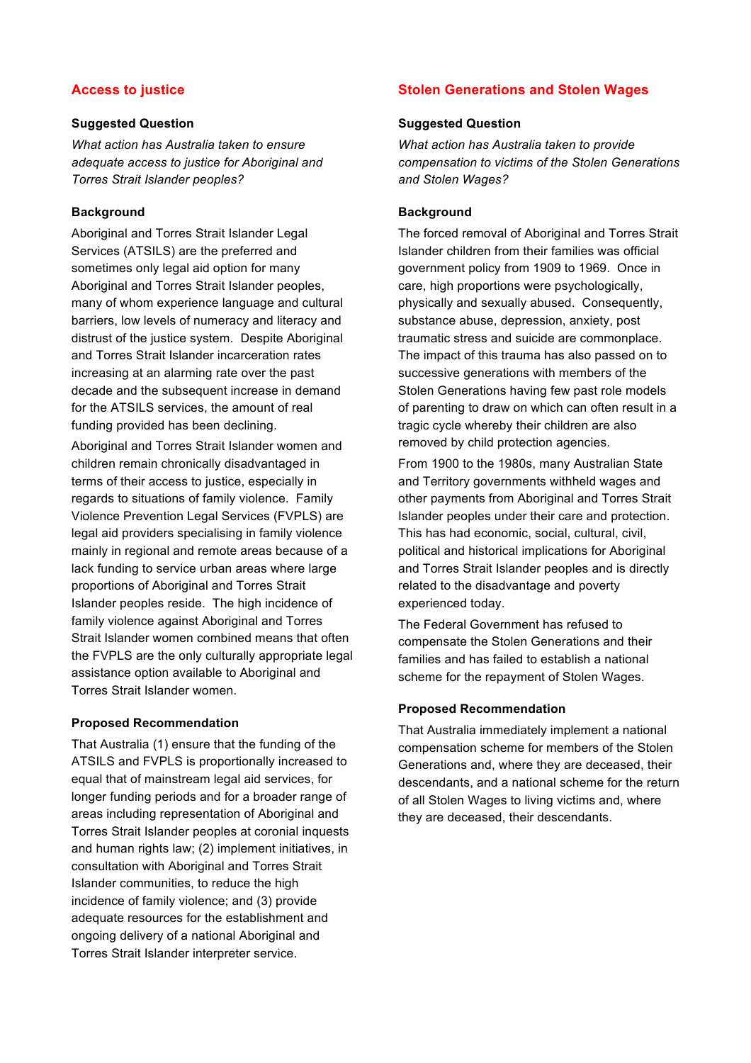## Access to justice

### Suggested Question

*What action has Australia taken to ensure adequate access to justice for Aboriginal and Torres Strait Islander peoples?*

### Background

Aboriginal and Torres Strait Islander Legal Services (ATSILS) are the preferred and sometimes only legal aid option for many Aboriginal and Torres Strait Islander peoples, many of whom experience language and cultural barriers, low levels of numeracy and literacy and distrust of the justice system. Despite Aboriginal and Torres Strait Islander incarceration rates increasing at an alarming rate over the past decade and the subsequent increase in demand for the ATSILS services, the amount of real funding provided has been declining.

Aboriginal and Torres Strait Islander women and children remain chronically disadvantaged in terms of their access to justice, especially in regards to situations of family violence. Family Violence Prevention Legal Services (FVPLS) are legal aid providers specialising in family violence mainly in regional and remote areas because of a lack funding to service urban areas where large proportions of Aboriginal and Torres Strait Islander peoples reside. The high incidence of family violence against Aboriginal and Torres Strait Islander women combined means that often the FVPLS are the only culturally appropriate legal assistance option available to Aboriginal and Torres Strait Islander women.

### Proposed Recommendation

That Australia (1) ensure that the funding of the ATSILS and FVPLS is proportionally increased to equal that of mainstream legal aid services, for longer funding periods and for a broader range of areas including representation of Aboriginal and Torres Strait Islander peoples at coronial inquests and human rights law; (2) implement initiatives, in consultation with Aboriginal and Torres Strait Islander communities, to reduce the high incidence of family violence; and (3) provide adequate resources for the establishment and ongoing delivery of a national Aboriginal and Torres Strait Islander interpreter service.

## Stolen Generations and Stolen Wages

### Suggested Question

*What action has Australia taken to provide compensation to victims of the Stolen Generations and Stolen Wages?*

### Background

The forced removal of Aboriginal and Torres Strait Islander children from their families was official government policy from 1909 to 1969. Once in care, high proportions were psychologically, physically and sexually abused. Consequently, substance abuse, depression, anxiety, post traumatic stress and suicide are commonplace. The impact of this trauma has also passed on to successive generations with members of the Stolen Generations having few past role models of parenting to draw on which can often result in a tragic cycle whereby their children are also removed by child protection agencies.

From 1900 to the 1980s, many Australian State and Territory governments withheld wages and other payments from Aboriginal and Torres Strait Islander peoples under their care and protection. This has had economic, social, cultural, civil, political and historical implications for Aboriginal and Torres Strait Islander peoples and is directly related to the disadvantage and poverty experienced today.

The Federal Government has refused to compensate the Stolen Generations and their families and has failed to establish a national scheme for the repayment of Stolen Wages.

### Proposed Recommendation

That Australia immediately implement a national compensation scheme for members of the Stolen Generations and, where they are deceased, their descendants, and a national scheme for the return of all Stolen Wages to living victims and, where they are deceased, their descendants.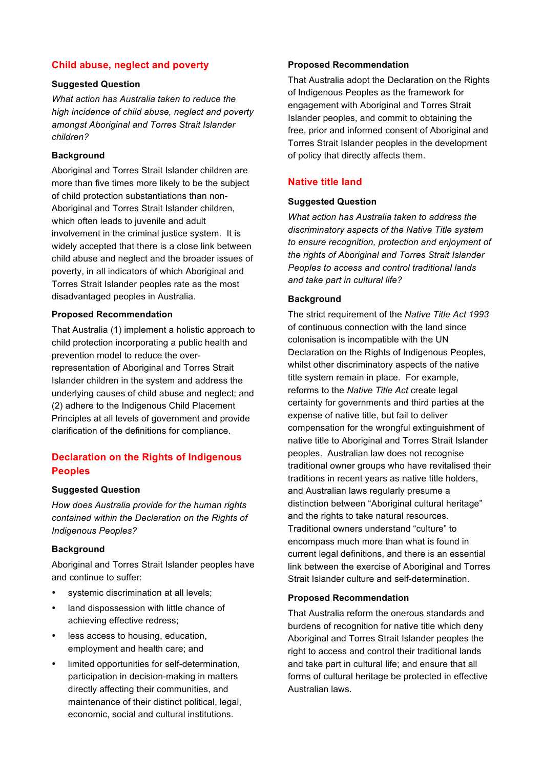## Child abuse, neglect and poverty

**Suggested Question**

*What action has Australia taken to reduce the high incidence of child abuse, neglect and poverty amongst Aboriginal and Torres Strait Islander children?*

**Background**

Aboriginal and Torres Strait Islander children are more than five times more likely to be the subject of child protection substantiations than non-Aboriginal and Torres Strait Islander children, which often leads to juvenile and adult involvement in the criminal justice system. It is widely accepted that there is a close link between child abuse and neglect and the broader issues of poverty, in all indicators of which Aboriginal and Torres Strait Islander peoples rate as the most disadvantaged peoples in Australia.

**Proposed Recommendation**

That Australia (1) implement a holistic approach to child protection incorporating a public health and prevention model to reduce the over-representation of Aboriginal and Torres Strait Islander children in the system and address the underlying causes of child abuse and neglect; and (2) adhere to the Indigenous Child Placement Principles at all levels of government and provide clarification of the definitions for compliance.

## Declaration on the Rights of Indigenous Peoples

**Suggested Question**

*How does Australia provide for the human rights contained within the Declaration on the Rights of Indigenous Peoples?*

**Background**

Aboriginal and Torres Strait Islander peoples have and continue to suffer:

- systemic discrimination at all levels;
- land dispossession with little chance of achieving effective redress;
- less access to housing, education, employment and health care; and
- limited opportunities for self-determination, participation in decision-making in matters directly affecting their communities, and maintenance of their distinct political, legal, economic, social and cultural institutions.

**Proposed Recommendation**

That Australia adopt the Declaration on the Rights of Indigenous Peoples as the framework for engagement with Aboriginal and Torres Strait Islander peoples, and commit to obtaining the free, prior and informed consent of Aboriginal and Torres Strait Islander peoples in the development of policy that directly affects them.

## Native title land

**Suggested Question**

*What action has Australia taken to address the discriminatory aspects of the Native Title system to ensure recognition, protection and enjoyment of the rights of Aboriginal and Torres Strait Islander Peoples to access and control traditional lands and take part in cultural life?*

**Background**

The strict requirement of the *Native Title Act 1993* of continuous connection with the land since colonisation is incompatible with the UN Declaration on the Rights of Indigenous Peoples, whilst other discriminatory aspects of the native title system remain in place. For example, reforms to the *Native Title Act* create legal certainty for governments and third parties at the expense of native title, but fail to deliver compensation for the wrongful extinguishment of native title to Aboriginal and Torres Strait Islander peoples. Australian law does not recognise traditional owner groups who have revitalised their traditions in recent years as native title holders, and Australian laws regularly presume a distinction between "Aboriginal cultural heritage" and the rights to take natural resources. Traditional owners understand "culture" to encompass much more than what is found in current legal definitions, and there is an essential link between the exercise of Aboriginal and Torres Strait Islander culture and self-determination.

**Proposed Recommendation**

That Australia reform the onerous standards and burdens of recognition for native title which deny Aboriginal and Torres Strait Islander peoples the right to access and control their traditional lands and take part in cultural life; and ensure that all forms of cultural heritage be protected in effective Australian laws.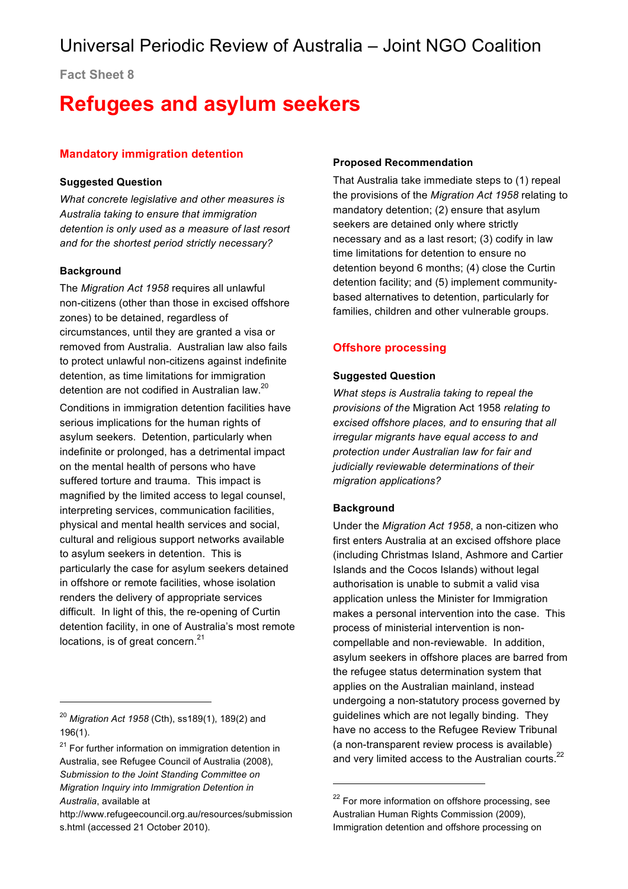# Universal Periodic Review of Australia – Joint NGO Coalition

**Fact Sheet 8**

# Refugees and asylum seekers

## Mandatory immigration detention

### Suggested Question

*What concrete legislative and other measures is Australia taking to ensure that immigration detention is only used as a measure of last resort and for the shortest period strictly necessary?*

### Background

The *Migration Act 1958* requires all unlawful non-citizens (other than those in excised offshore zones) to be detained, regardless of circumstances, until they are granted a visa or removed from Australia. Australian law also fails to protect unlawful non-citizens against indefinite detention, as time limitations for immigration detention are not codified in Australian law.[20]

Conditions in immigration detention facilities have serious implications for the human rights of asylum seekers. Detention, particularly when indefinite or prolonged, has a detrimental impact on the mental health of persons who have suffered torture and trauma. This impact is magnified by the limited access to legal counsel, interpreting services, communication facilities, physical and mental health services and social, cultural and religious support networks available to asylum seekers in detention. This is particularly the case for asylum seekers detained in offshore or remote facilities, whose isolation renders the delivery of appropriate services difficult. In light of this, the re-opening of Curtin detention facility, in one of Australia's most remote locations, is of great concern.[21]

### Proposed Recommendation

That Australia take immediate steps to (1) repeal the provisions of the *Migration Act 1958* relating to mandatory detention; (2) ensure that asylum seekers are detained only where strictly necessary and as a last resort; (3) codify in law time limitations for detention to ensure no detention beyond 6 months; (4) close the Curtin detention facility; and (5) implement community-based alternatives to detention, particularly for families, children and other vulnerable groups.

## Offshore processing

### Suggested Question

*What steps is Australia taking to repeal the provisions of the* Migration Act 1958 *relating to excised offshore places, and to ensuring that all irregular migrants have equal access to and protection under Australian law for fair and judicially reviewable determinations of their migration applications?*

### Background

Under the *Migration Act 1958*, a non-citizen who first enters Australia at an excised offshore place (including Christmas Island, Ashmore and Cartier Islands and the Cocos Islands) without legal authorisation is unable to submit a valid visa application unless the Minister for Immigration makes a personal intervention into the case. This process of ministerial intervention is non-compellable and non-reviewable. In addition, asylum seekers in offshore places are barred from the refugee status determination system that applies on the Australian mainland, instead undergoing a non-statutory process governed by guidelines which are not legally binding. They have no access to the Refugee Review Tribunal (a non-transparent review process is available) and very limited access to the Australian courts.[22]

---

[20] *Migration Act 1958* (Cth), ss189(1), 189(2) and 196(1).

[21] For further information on immigration detention in Australia, see Refugee Council of Australia (2008), *Submission to the Joint Standing Committee on Migration Inquiry into Immigration Detention in Australia*, available at http://www.refugeecouncil.org.au/resources/submissions.html (accessed 21 October 2010).

[22] For more information on offshore processing, see Australian Human Rights Commission (2009), Immigration detention and offshore processing on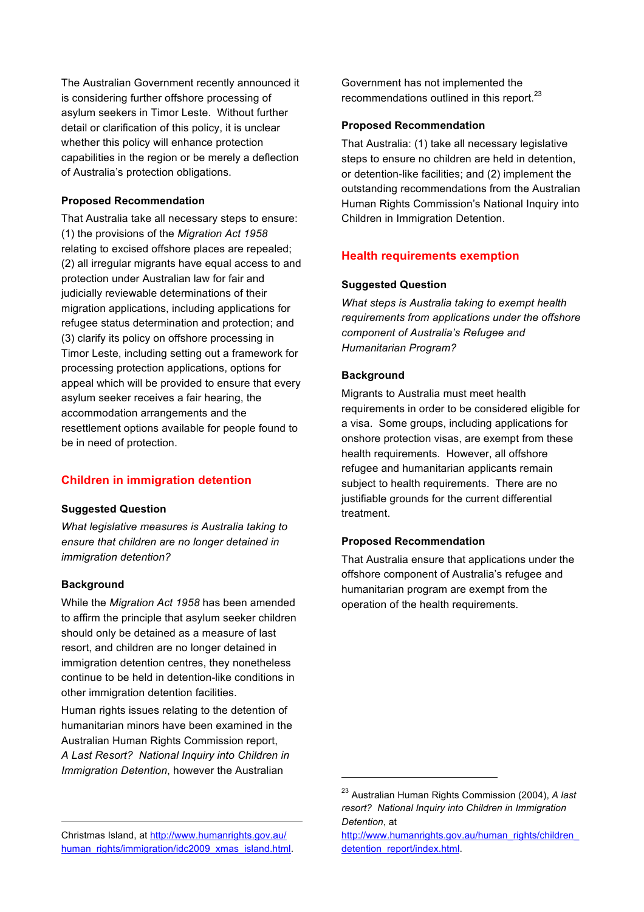The Australian Government recently announced it is considering further offshore processing of asylum seekers in Timor Leste. Without further detail or clarification of this policy, it is unclear whether this policy will enhance protection capabilities in the region or be merely a deflection of Australia's protection obligations.

**Proposed Recommendation**

That Australia take all necessary steps to ensure: (1) the provisions of the *Migration Act 1958* relating to excised offshore places are repealed; (2) all irregular migrants have equal access to and protection under Australian law for fair and judicially reviewable determinations of their migration applications, including applications for refugee status determination and protection; and (3) clarify its policy on offshore processing in Timor Leste, including setting out a framework for processing protection applications, options for appeal which will be provided to ensure that every asylum seeker receives a fair hearing, the accommodation arrangements and the resettlement options available for people found to be in need of protection.

## Children in immigration detention

**Suggested Question**

*What legislative measures is Australia taking to ensure that children are no longer detained in immigration detention?*

**Background**

While the *Migration Act 1958* has been amended to affirm the principle that asylum seeker children should only be detained as a measure of last resort, and children are no longer detained in immigration detention centres, they nonetheless continue to be held in detention-like conditions in other immigration detention facilities.

Human rights issues relating to the detention of humanitarian minors have been examined in the Australian Human Rights Commission report, *A Last Resort? National Inquiry into Children in Immigration Detention*, however the Australian Government has not implemented the recommendations outlined in this report.[23]

**Proposed Recommendation**

That Australia: (1) take all necessary legislative steps to ensure no children are held in detention, or detention-like facilities; and (2) implement the outstanding recommendations from the Australian Human Rights Commission's National Inquiry into Children in Immigration Detention.

## Health requirements exemption

**Suggested Question**

*What steps is Australia taking to exempt health requirements from applications under the offshore component of Australia's Refugee and Humanitarian Program?*

**Background**

Migrants to Australia must meet health requirements in order to be considered eligible for a visa. Some groups, including applications for onshore protection visas, are exempt from these health requirements. However, all offshore refugee and humanitarian applicants remain subject to health requirements. There are no justifiable grounds for the current differential treatment.

**Proposed Recommendation**

That Australia ensure that applications under the offshore component of Australia's refugee and humanitarian program are exempt from the operation of the health requirements.

---

Christmas Island, at http://www.humanrights.gov.au/human_rights/immigration/idc2009_xmas_island.html.

[23] Australian Human Rights Commission (2004), *A last resort? National Inquiry into Children in Immigration Detention*, at http://www.humanrights.gov.au/human_rights/children_detention_report/index.html.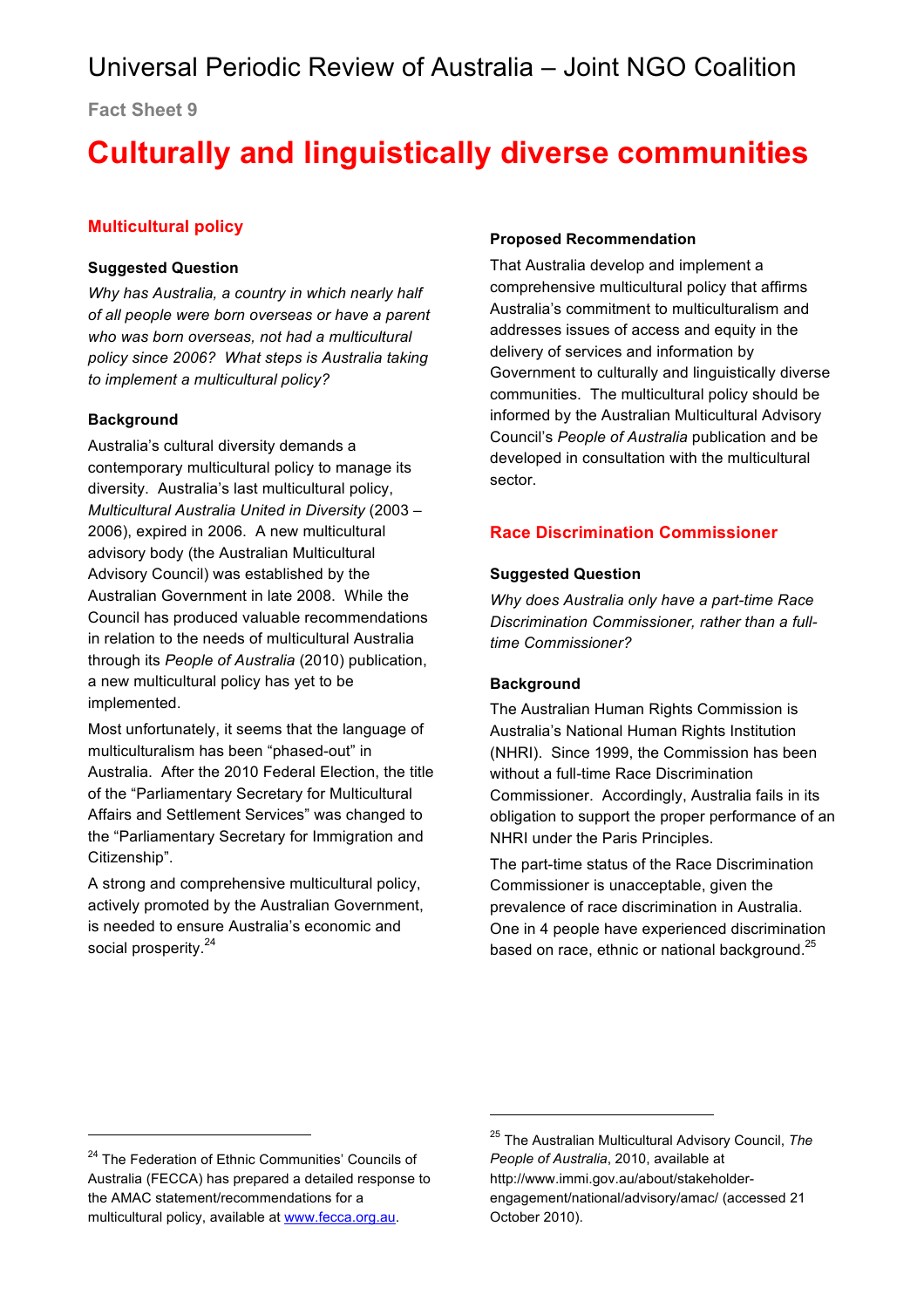Universal Periodic Review of Australia – Joint NGO Coalition

Fact Sheet 9

# Culturally and linguistically diverse communities

## Multicultural policy

### Suggested Question

*Why has Australia, a country in which nearly half of all people were born overseas or have a parent who was born overseas, not had a multicultural policy since 2006? What steps is Australia taking to implement a multicultural policy?*

### Background

Australia's cultural diversity demands a contemporary multicultural policy to manage its diversity. Australia's last multicultural policy, *Multicultural Australia United in Diversity* (2003 – 2006), expired in 2006. A new multicultural advisory body (the Australian Multicultural Advisory Council) was established by the Australian Government in late 2008. While the Council has produced valuable recommendations in relation to the needs of multicultural Australia through its *People of Australia* (2010) publication, a new multicultural policy has yet to be implemented.

Most unfortunately, it seems that the language of multiculturalism has been "phased-out" in Australia. After the 2010 Federal Election, the title of the "Parliamentary Secretary for Multicultural Affairs and Settlement Services" was changed to the "Parliamentary Secretary for Immigration and Citizenship".

A strong and comprehensive multicultural policy, actively promoted by the Australian Government, is needed to ensure Australia's economic and social prosperity.[24]

### Proposed Recommendation

That Australia develop and implement a comprehensive multicultural policy that affirms Australia's commitment to multiculturalism and addresses issues of access and equity in the delivery of services and information by Government to culturally and linguistically diverse communities. The multicultural policy should be informed by the Australian Multicultural Advisory Council's *People of Australia* publication and be developed in consultation with the multicultural sector.

## Race Discrimination Commissioner

### Suggested Question

*Why does Australia only have a part-time Race Discrimination Commissioner, rather than a full-time Commissioner?*

### Background

The Australian Human Rights Commission is Australia's National Human Rights Institution (NHRI). Since 1999, the Commission has been without a full-time Race Discrimination Commissioner. Accordingly, Australia fails in its obligation to support the proper performance of an NHRI under the Paris Principles.

The part-time status of the Race Discrimination Commissioner is unacceptable, given the prevalence of race discrimination in Australia. One in 4 people have experienced discrimination based on race, ethnic or national background.[25]

---

[24] The Federation of Ethnic Communities' Councils of Australia (FECCA) has prepared a detailed response to the AMAC statement/recommendations for a multicultural policy, available at www.fecca.org.au.

[25] The Australian Multicultural Advisory Council, *The People of Australia*, 2010, available at http://www.immi.gov.au/about/stakeholder-engagement/national/advisory/amac/ (accessed 21 October 2010).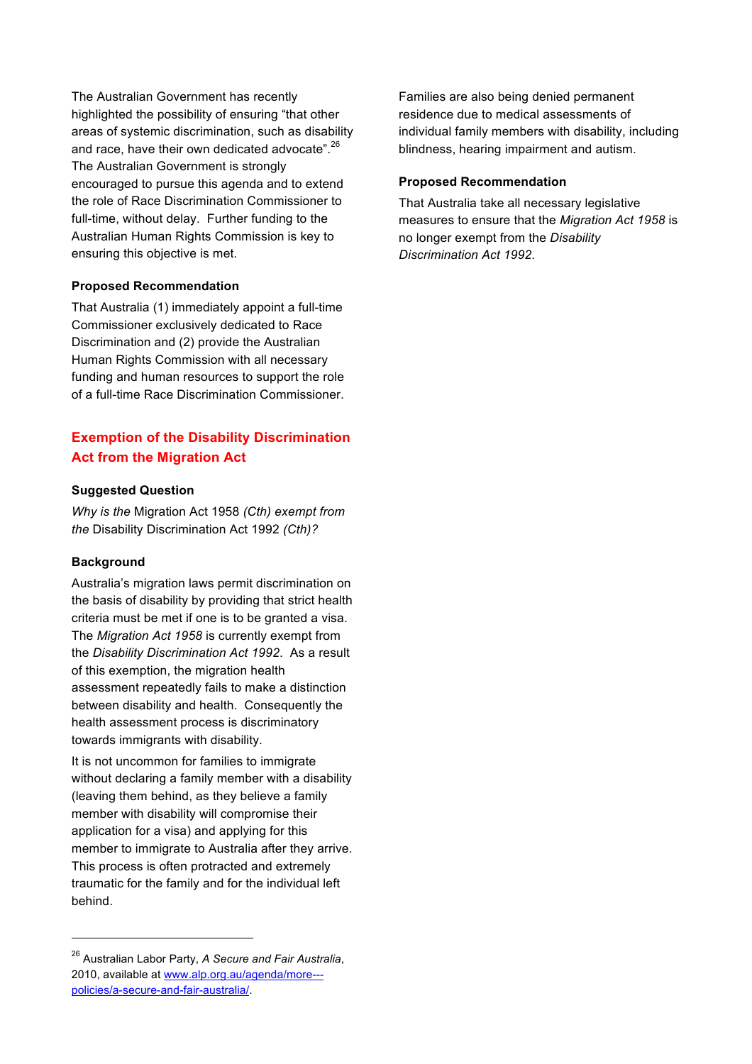The Australian Government has recently highlighted the possibility of ensuring "that other areas of systemic discrimination, such as disability and race, have their own dedicated advocate".[26] The Australian Government is strongly encouraged to pursue this agenda and to extend the role of Race Discrimination Commissioner to full-time, without delay. Further funding to the Australian Human Rights Commission is key to ensuring this objective is met.

**Proposed Recommendation**

That Australia (1) immediately appoint a full-time Commissioner exclusively dedicated to Race Discrimination and (2) provide the Australian Human Rights Commission with all necessary funding and human resources to support the role of a full-time Race Discrimination Commissioner.

## Exemption of the Disability Discrimination Act from the Migration Act

**Suggested Question**

*Why is the* Migration Act 1958 *(Cth) exempt from the* Disability Discrimination Act 1992 *(Cth)?*

**Background**

Australia's migration laws permit discrimination on the basis of disability by providing that strict health criteria must be met if one is to be granted a visa. The *Migration Act 1958* is currently exempt from the *Disability Discrimination Act 1992*. As a result of this exemption, the migration health assessment repeatedly fails to make a distinction between disability and health. Consequently the health assessment process is discriminatory towards immigrants with disability.

It is not uncommon for families to immigrate without declaring a family member with a disability (leaving them behind, as they believe a family member with disability will compromise their application for a visa) and applying for this member to immigrate to Australia after they arrive. This process is often protracted and extremely traumatic for the family and for the individual left behind.

Families are also being denied permanent residence due to medical assessments of individual family members with disability, including blindness, hearing impairment and autism.

**Proposed Recommendation**

That Australia take all necessary legislative measures to ensure that the *Migration Act 1958* is no longer exempt from the *Disability Discrimination Act 1992*.

---

[26] Australian Labor Party, *A Secure and Fair Australia*, 2010, available at www.alp.org.au/agenda/more---policies/a-secure-and-fair-australia/.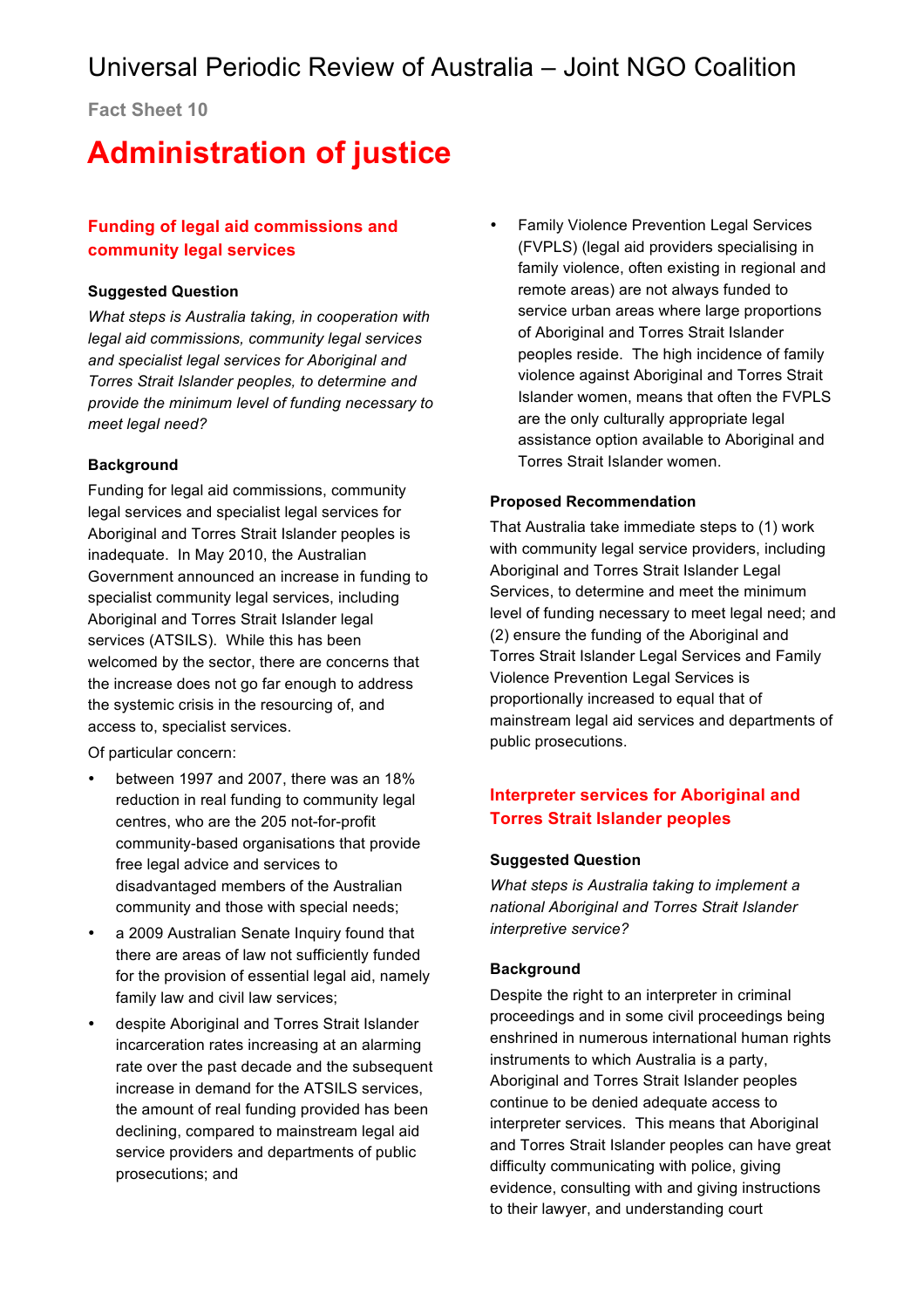# Universal Periodic Review of Australia – Joint NGO Coalition

Fact Sheet 10

## Administration of justice

### Funding of legal aid commissions and community legal services

**Suggested Question**

*What steps is Australia taking, in cooperation with legal aid commissions, community legal services and specialist legal services for Aboriginal and Torres Strait Islander peoples, to determine and provide the minimum level of funding necessary to meet legal need?*

**Background**

Funding for legal aid commissions, community legal services and specialist legal services for Aboriginal and Torres Strait Islander peoples is inadequate. In May 2010, the Australian Government announced an increase in funding to specialist community legal services, including Aboriginal and Torres Strait Islander legal services (ATSILS). While this has been welcomed by the sector, there are concerns that the increase does not go far enough to address the systemic crisis in the resourcing of, and access to, specialist services.

Of particular concern:

- between 1997 and 2007, there was an 18% reduction in real funding to community legal centres, who are the 205 not-for-profit community-based organisations that provide free legal advice and services to disadvantaged members of the Australian community and those with special needs;
- a 2009 Australian Senate Inquiry found that there are areas of law not sufficiently funded for the provision of essential legal aid, namely family law and civil law services;
- despite Aboriginal and Torres Strait Islander incarceration rates increasing at an alarming rate over the past decade and the subsequent increase in demand for the ATSILS services, the amount of real funding provided has been declining, compared to mainstream legal aid service providers and departments of public prosecutions; and
- Family Violence Prevention Legal Services (FVPLS) (legal aid providers specialising in family violence, often existing in regional and remote areas) are not always funded to service urban areas where large proportions of Aboriginal and Torres Strait Islander peoples reside. The high incidence of family violence against Aboriginal and Torres Strait Islander women, means that often the FVPLS are the only culturally appropriate legal assistance option available to Aboriginal and Torres Strait Islander women.

**Proposed Recommendation**

That Australia take immediate steps to (1) work with community legal service providers, including Aboriginal and Torres Strait Islander Legal Services, to determine and meet the minimum level of funding necessary to meet legal need; and (2) ensure the funding of the Aboriginal and Torres Strait Islander Legal Services and Family Violence Prevention Legal Services is proportionally increased to equal that of mainstream legal aid services and departments of public prosecutions.

### Interpreter services for Aboriginal and Torres Strait Islander peoples

**Suggested Question**

*What steps is Australia taking to implement a national Aboriginal and Torres Strait Islander interpretive service?*

**Background**

Despite the right to an interpreter in criminal proceedings and in some civil proceedings being enshrined in numerous international human rights instruments to which Australia is a party, Aboriginal and Torres Strait Islander peoples continue to be denied adequate access to interpreter services. This means that Aboriginal and Torres Strait Islander peoples can have great difficulty communicating with police, giving evidence, consulting with and giving instructions to their lawyer, and understanding court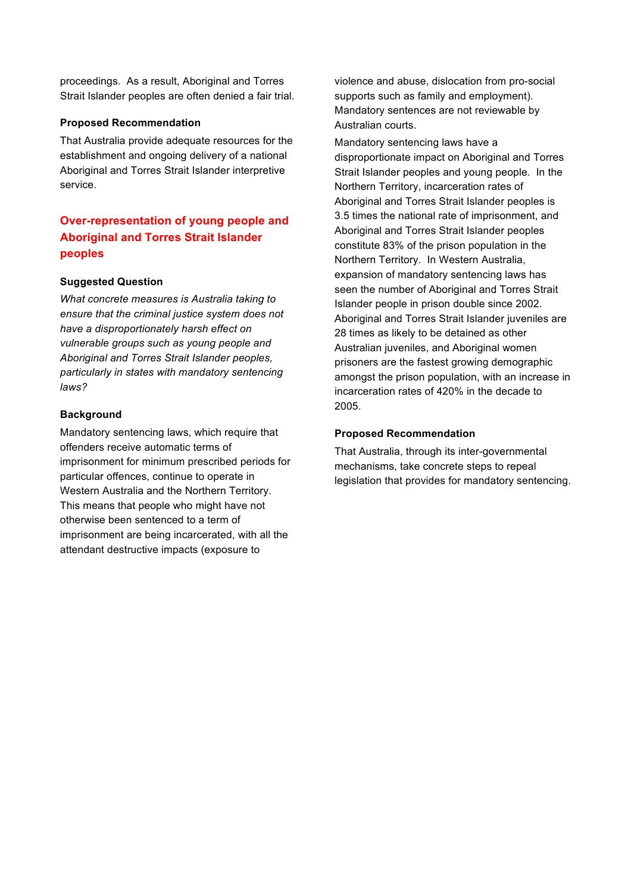proceedings. As a result, Aboriginal and Torres Strait Islander peoples are often denied a fair trial.

#### Proposed Recommendation

That Australia provide adequate resources for the establishment and ongoing delivery of a national Aboriginal and Torres Strait Islander interpretive service.

## Over-representation of young people and Aboriginal and Torres Strait Islander peoples

#### Suggested Question

*What concrete measures is Australia taking to ensure that the criminal justice system does not have a disproportionately harsh effect on vulnerable groups such as young people and Aboriginal and Torres Strait Islander peoples, particularly in states with mandatory sentencing laws?*

#### Background

Mandatory sentencing laws, which require that offenders receive automatic terms of imprisonment for minimum prescribed periods for particular offences, continue to operate in Western Australia and the Northern Territory. This means that people who might have not otherwise been sentenced to a term of imprisonment are being incarcerated, with all the attendant destructive impacts (exposure to violence and abuse, dislocation from pro-social supports such as family and employment). Mandatory sentences are not reviewable by Australian courts.

Mandatory sentencing laws have a disproportionate impact on Aboriginal and Torres Strait Islander peoples and young people. In the Northern Territory, incarceration rates of Aboriginal and Torres Strait Islander peoples is 3.5 times the national rate of imprisonment, and Aboriginal and Torres Strait Islander peoples constitute 83% of the prison population in the Northern Territory. In Western Australia, expansion of mandatory sentencing laws has seen the number of Aboriginal and Torres Strait Islander people in prison double since 2002. Aboriginal and Torres Strait Islander juveniles are 28 times as likely to be detained as other Australian juveniles, and Aboriginal women prisoners are the fastest growing demographic amongst the prison population, with an increase in incarceration rates of 420% in the decade to 2005.

#### Proposed Recommendation

That Australia, through its inter-governmental mechanisms, take concrete steps to repeal legislation that provides for mandatory sentencing.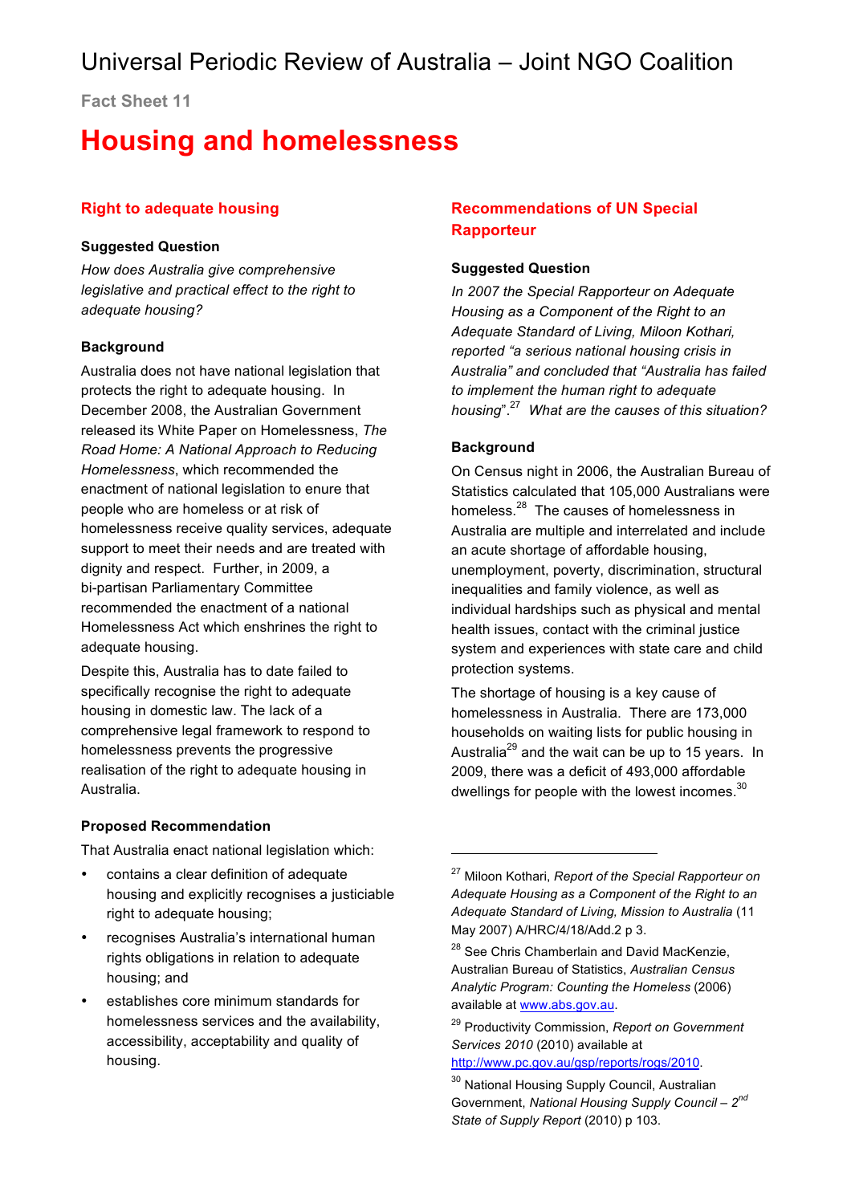# Universal Periodic Review of Australia – Joint NGO Coalition

**Fact Sheet 11**

## Housing and homelessness

### Right to adequate housing

#### Suggested Question

*How does Australia give comprehensive legislative and practical effect to the right to adequate housing?*

#### Background

Australia does not have national legislation that protects the right to adequate housing. In December 2008, the Australian Government released its White Paper on Homelessness, *The Road Home: A National Approach to Reducing Homelessness*, which recommended the enactment of national legislation to enure that people who are homeless or at risk of homelessness receive quality services, adequate support to meet their needs and are treated with dignity and respect. Further, in 2009, a bi-partisan Parliamentary Committee recommended the enactment of a national Homelessness Act which enshrines the right to adequate housing.

Despite this, Australia has to date failed to specifically recognise the right to adequate housing in domestic law. The lack of a comprehensive legal framework to respond to homelessness prevents the progressive realisation of the right to adequate housing in Australia.

#### Proposed Recommendation

That Australia enact national legislation which:

- contains a clear definition of adequate housing and explicitly recognises a justiciable right to adequate housing;
- recognises Australia's international human rights obligations in relation to adequate housing; and
- establishes core minimum standards for homelessness services and the availability, accessibility, acceptability and quality of housing.

### Recommendations of UN Special Rapporteur

#### Suggested Question

*In 2007 the Special Rapporteur on Adequate Housing as a Component of the Right to an Adequate Standard of Living, Miloon Kothari, reported "a serious national housing crisis in Australia" and concluded that "Australia has failed to implement the human right to adequate housing".*[27] *What are the causes of this situation?*

#### Background

On Census night in 2006, the Australian Bureau of Statistics calculated that 105,000 Australians were homeless.[28] The causes of homelessness in Australia are multiple and interrelated and include an acute shortage of affordable housing, unemployment, poverty, discrimination, structural inequalities and family violence, as well as individual hardships such as physical and mental health issues, contact with the criminal justice system and experiences with state care and child protection systems.

The shortage of housing is a key cause of homelessness in Australia. There are 173,000 households on waiting lists for public housing in Australia[29] and the wait can be up to 15 years. In 2009, there was a deficit of 493,000 affordable dwellings for people with the lowest incomes.[30]

---

[27] Miloon Kothari, *Report of the Special Rapporteur on Adequate Housing as a Component of the Right to an Adequate Standard of Living, Mission to Australia* (11 May 2007) A/HRC/4/18/Add.2 p 3.

[28] See Chris Chamberlain and David MacKenzie, Australian Bureau of Statistics, *Australian Census Analytic Program: Counting the Homeless* (2006) available at www.abs.gov.au.

[29] Productivity Commission, *Report on Government Services 2010* (2010) available at http://www.pc.gov.au/gsp/reports/rogs/2010.

[30] National Housing Supply Council, Australian Government, *National Housing Supply Council – 2nd State of Supply Report* (2010) p 103.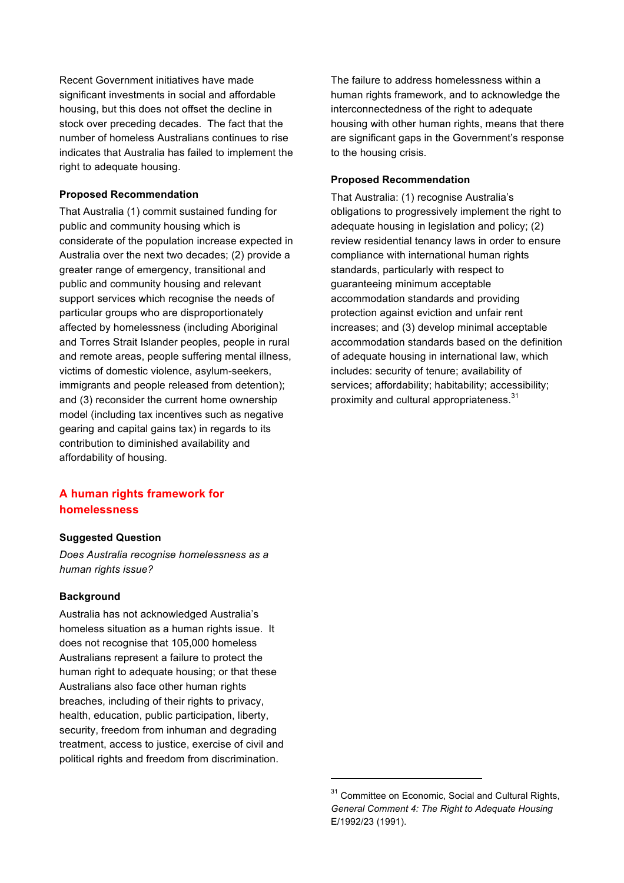Recent Government initiatives have made significant investments in social and affordable housing, but this does not offset the decline in stock over preceding decades. The fact that the number of homeless Australians continues to rise indicates that Australia has failed to implement the right to adequate housing.

**Proposed Recommendation**

That Australia (1) commit sustained funding for public and community housing which is considerate of the population increase expected in Australia over the next two decades; (2) provide a greater range of emergency, transitional and public and community housing and relevant support services which recognise the needs of particular groups who are disproportionately affected by homelessness (including Aboriginal and Torres Strait Islander peoples, people in rural and remote areas, people suffering mental illness, victims of domestic violence, asylum-seekers, immigrants and people released from detention); and (3) reconsider the current home ownership model (including tax incentives such as negative gearing and capital gains tax) in regards to its contribution to diminished availability and affordability of housing.

## A human rights framework for homelessness

**Suggested Question**

*Does Australia recognise homelessness as a human rights issue?*

**Background**

Australia has not acknowledged Australia's homeless situation as a human rights issue. It does not recognise that 105,000 homeless Australians represent a failure to protect the human right to adequate housing; or that these Australians also face other human rights breaches, including of their rights to privacy, health, education, public participation, liberty, security, freedom from inhuman and degrading treatment, access to justice, exercise of civil and political rights and freedom from discrimination.

The failure to address homelessness within a human rights framework, and to acknowledge the interconnectedness of the right to adequate housing with other human rights, means that there are significant gaps in the Government's response to the housing crisis.

**Proposed Recommendation**

That Australia: (1) recognise Australia's obligations to progressively implement the right to adequate housing in legislation and policy; (2) review residential tenancy laws in order to ensure compliance with international human rights standards, particularly with respect to guaranteeing minimum acceptable accommodation standards and providing protection against eviction and unfair rent increases; and (3) develop minimal acceptable accommodation standards based on the definition of adequate housing in international law, which includes: security of tenure; availability of services; affordability; habitability; accessibility; proximity and cultural appropriateness.[31]

---

[31] Committee on Economic, Social and Cultural Rights, *General Comment 4: The Right to Adequate Housing* E/1992/23 (1991).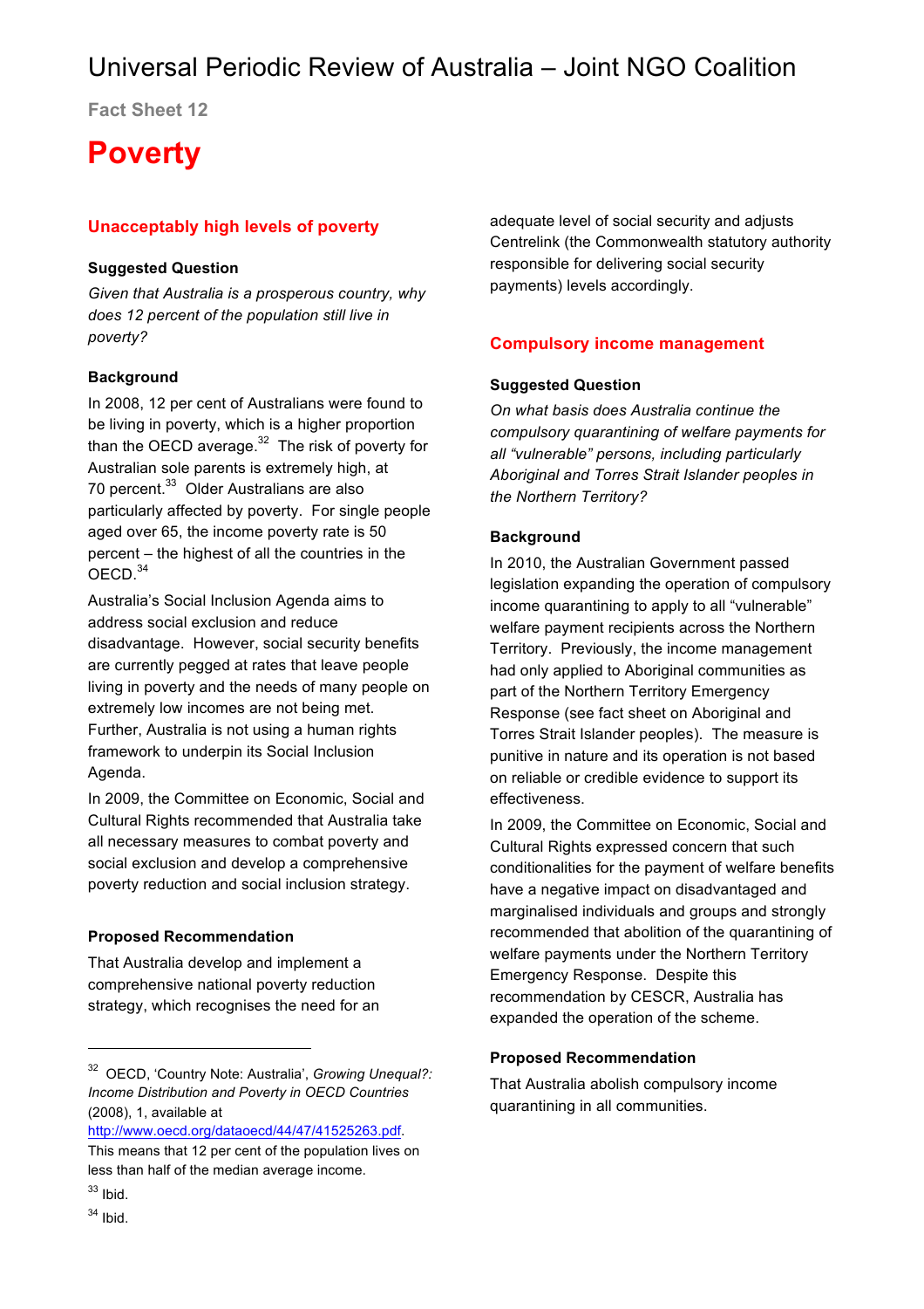# Universal Periodic Review of Australia – Joint NGO Coalition

**Fact Sheet 12**

# Poverty

## Unacceptably high levels of poverty

### Suggested Question

*Given that Australia is a prosperous country, why does 12 percent of the population still live in poverty?*

### Background

In 2008, 12 per cent of Australians were found to be living in poverty, which is a higher proportion than the OECD average.[32] The risk of poverty for Australian sole parents is extremely high, at 70 percent.[33] Older Australians are also particularly affected by poverty. For single people aged over 65, the income poverty rate is 50 percent – the highest of all the countries in the OECD.[34]

Australia's Social Inclusion Agenda aims to address social exclusion and reduce disadvantage. However, social security benefits are currently pegged at rates that leave people living in poverty and the needs of many people on extremely low incomes are not being met. Further, Australia is not using a human rights framework to underpin its Social Inclusion Agenda.

In 2009, the Committee on Economic, Social and Cultural Rights recommended that Australia take all necessary measures to combat poverty and social exclusion and develop a comprehensive poverty reduction and social inclusion strategy.

### Proposed Recommendation

That Australia develop and implement a comprehensive national poverty reduction strategy, which recognises the need for an adequate level of social security and adjusts Centrelink (the Commonwealth statutory authority responsible for delivering social security payments) levels accordingly.

## Compulsory income management

### Suggested Question

*On what basis does Australia continue the compulsory quarantining of welfare payments for all "vulnerable" persons, including particularly Aboriginal and Torres Strait Islander peoples in the Northern Territory?*

### Background

In 2010, the Australian Government passed legislation expanding the operation of compulsory income quarantining to apply to all "vulnerable" welfare payment recipients across the Northern Territory. Previously, the income management had only applied to Aboriginal communities as part of the Northern Territory Emergency Response (see fact sheet on Aboriginal and Torres Strait Islander peoples). The measure is punitive in nature and its operation is not based on reliable or credible evidence to support its effectiveness.

In 2009, the Committee on Economic, Social and Cultural Rights expressed concern that such conditionalities for the payment of welfare benefits have a negative impact on disadvantaged and marginalised individuals and groups and strongly recommended that abolition of the quarantining of welfare payments under the Northern Territory Emergency Response. Despite this recommendation by CESCR, Australia has expanded the operation of the scheme.

### Proposed Recommendation

That Australia abolish compulsory income quarantining in all communities.

---

[32] OECD, 'Country Note: Australia', *Growing Unequal?: Income Distribution and Poverty in OECD Countries* (2008), 1, available at http://www.oecd.org/dataoecd/44/47/41525263.pdf. This means that 12 per cent of the population lives on less than half of the median average income.

[33] Ibid.

[34] Ibid.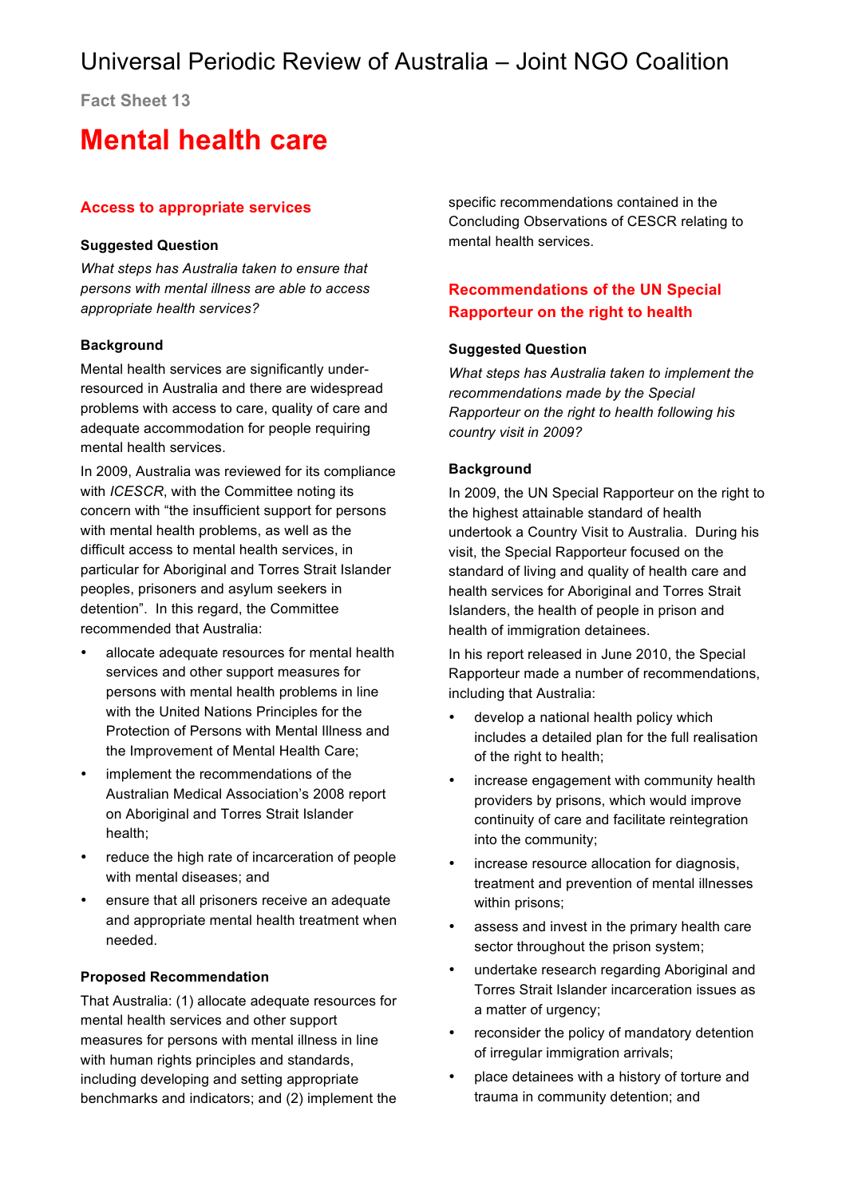# Universal Periodic Review of Australia – Joint NGO Coalition

**Fact Sheet 13**

# Mental health care

## Access to appropriate services

### Suggested Question

*What steps has Australia taken to ensure that persons with mental illness are able to access appropriate health services?*

### Background

Mental health services are significantly under-resourced in Australia and there are widespread problems with access to care, quality of care and adequate accommodation for people requiring mental health services.

In 2009, Australia was reviewed for its compliance with *ICESCR*, with the Committee noting its concern with "the insufficient support for persons with mental health problems, as well as the difficult access to mental health services, in particular for Aboriginal and Torres Strait Islander peoples, prisoners and asylum seekers in detention". In this regard, the Committee recommended that Australia:

- allocate adequate resources for mental health services and other support measures for persons with mental health problems in line with the United Nations Principles for the Protection of Persons with Mental Illness and the Improvement of Mental Health Care;
- implement the recommendations of the Australian Medical Association's 2008 report on Aboriginal and Torres Strait Islander health;
- reduce the high rate of incarceration of people with mental diseases; and
- ensure that all prisoners receive an adequate and appropriate mental health treatment when needed.

### Proposed Recommendation

That Australia: (1) allocate adequate resources for mental health services and other support measures for persons with mental illness in line with human rights principles and standards, including developing and setting appropriate benchmarks and indicators; and (2) implement the specific recommendations contained in the Concluding Observations of CESCR relating to mental health services.

## Recommendations of the UN Special Rapporteur on the right to health

### Suggested Question

*What steps has Australia taken to implement the recommendations made by the Special Rapporteur on the right to health following his country visit in 2009?*

### Background

In 2009, the UN Special Rapporteur on the right to the highest attainable standard of health undertook a Country Visit to Australia. During his visit, the Special Rapporteur focused on the standard of living and quality of health care and health services for Aboriginal and Torres Strait Islanders, the health of people in prison and health of immigration detainees.

In his report released in June 2010, the Special Rapporteur made a number of recommendations, including that Australia:

- develop a national health policy which includes a detailed plan for the full realisation of the right to health;
- increase engagement with community health providers by prisons, which would improve continuity of care and facilitate reintegration into the community;
- increase resource allocation for diagnosis, treatment and prevention of mental illnesses within prisons;
- assess and invest in the primary health care sector throughout the prison system;
- undertake research regarding Aboriginal and Torres Strait Islander incarceration issues as a matter of urgency;
- reconsider the policy of mandatory detention of irregular immigration arrivals;
- place detainees with a history of torture and trauma in community detention; and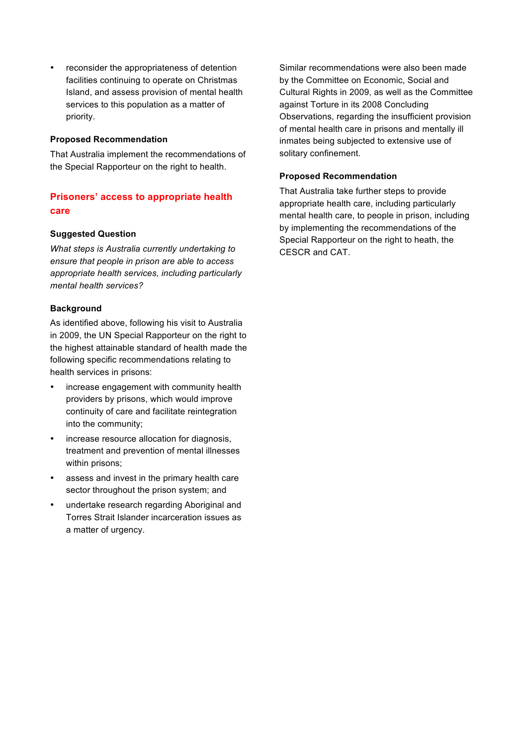- reconsider the appropriateness of detention facilities continuing to operate on Christmas Island, and assess provision of mental health services to this population as a matter of priority.

**Proposed Recommendation**

That Australia implement the recommendations of the Special Rapporteur on the right to health.

## Prisoners' access to appropriate health care

**Suggested Question**

*What steps is Australia currently undertaking to ensure that people in prison are able to access appropriate health services, including particularly mental health services?*

**Background**

As identified above, following his visit to Australia in 2009, the UN Special Rapporteur on the right to the highest attainable standard of health made the following specific recommendations relating to health services in prisons:

- increase engagement with community health providers by prisons, which would improve continuity of care and facilitate reintegration into the community;
- increase resource allocation for diagnosis, treatment and prevention of mental illnesses within prisons;
- assess and invest in the primary health care sector throughout the prison system; and
- undertake research regarding Aboriginal and Torres Strait Islander incarceration issues as a matter of urgency.

Similar recommendations were also been made by the Committee on Economic, Social and Cultural Rights in 2009, as well as the Committee against Torture in its 2008 Concluding Observations, regarding the insufficient provision of mental health care in prisons and mentally ill inmates being subjected to extensive use of solitary confinement.

**Proposed Recommendation**

That Australia take further steps to provide appropriate health care, including particularly mental health care, to people in prison, including by implementing the recommendations of the Special Rapporteur on the right to heath, the CESCR and CAT.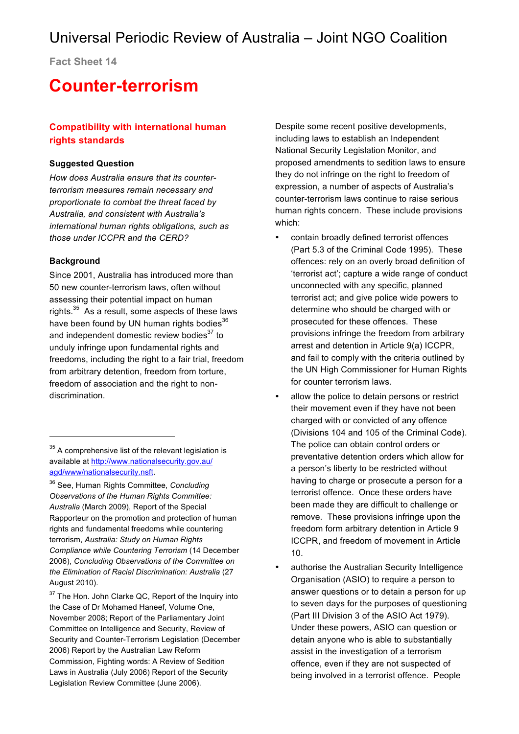# Universal Periodic Review of Australia – Joint NGO Coalition

**Fact Sheet 14**

# Counter-terrorism

## Compatibility with international human rights standards

### Suggested Question

*How does Australia ensure that its counter-terrorism measures remain necessary and proportionate to combat the threat faced by Australia, and consistent with Australia's international human rights obligations, such as those under ICCPR and the CERD?*

### Background

Since 2001, Australia has introduced more than 50 new counter-terrorism laws, often without assessing their potential impact on human rights.[35] As a result, some aspects of these laws have been found by UN human rights bodies[36] and independent domestic review bodies[37] to unduly infringe upon fundamental rights and freedoms, including the right to a fair trial, freedom from arbitrary detention, freedom from torture, freedom of association and the right to non-discrimination.

Despite some recent positive developments, including laws to establish an Independent National Security Legislation Monitor, and proposed amendments to sedition laws to ensure they do not infringe on the right to freedom of expression, a number of aspects of Australia's counter-terrorism laws continue to raise serious human rights concern. These include provisions which:

- contain broadly defined terrorist offences (Part 5.3 of the Criminal Code 1995). These offences: rely on an overly broad definition of 'terrorist act'; capture a wide range of conduct unconnected with any specific, planned terrorist act; and give police wide powers to determine who should be charged with or prosecuted for these offences. These provisions infringe the freedom from arbitrary arrest and detention in Article 9(a) ICCPR, and fail to comply with the criteria outlined by the UN High Commissioner for Human Rights for counter terrorism laws.
- allow the police to detain persons or restrict their movement even if they have not been charged with or convicted of any offence (Divisions 104 and 105 of the Criminal Code). The police can obtain control orders or preventative detention orders which allow for a person's liberty to be restricted without having to charge or prosecute a person for a terrorist offence. Once these orders have been made they are difficult to challenge or remove. These provisions infringe upon the freedom form arbitrary detention in Article 9 ICCPR, and freedom of movement in Article 10.
- authorise the Australian Security Intelligence Organisation (ASIO) to require a person to answer questions or to detain a person for up to seven days for the purposes of questioning (Part III Division 3 of the ASIO Act 1979). Under these powers, ASIO can question or detain anyone who is able to substantially assist in the investigation of a terrorism offence, even if they are not suspected of being involved in a terrorist offence. People

---

[35] A comprehensive list of the relevant legislation is available at http://www.nationalsecurity.gov.au/agd/www/nationalsecurity.nsft.

[36] See, Human Rights Committee, *Concluding Observations of the Human Rights Committee: Australia* (March 2009), Report of the Special Rapporteur on the promotion and protection of human rights and fundamental freedoms while countering terrorism, *Australia: Study on Human Rights Compliance while Countering Terrorism* (14 December 2006), *Concluding Observations of the Committee on the Elimination of Racial Discrimination: Australia* (27 August 2010).

[37] The Hon. John Clarke QC, Report of the Inquiry into the Case of Dr Mohamed Haneef, Volume One, November 2008; Report of the Parliamentary Joint Committee on Intelligence and Security, Review of Security and Counter-Terrorism Legislation (December 2006) Report by the Australian Law Reform Commission, Fighting words: A Review of Sedition Laws in Australia (July 2006) Report of the Security Legislation Review Committee (June 2006).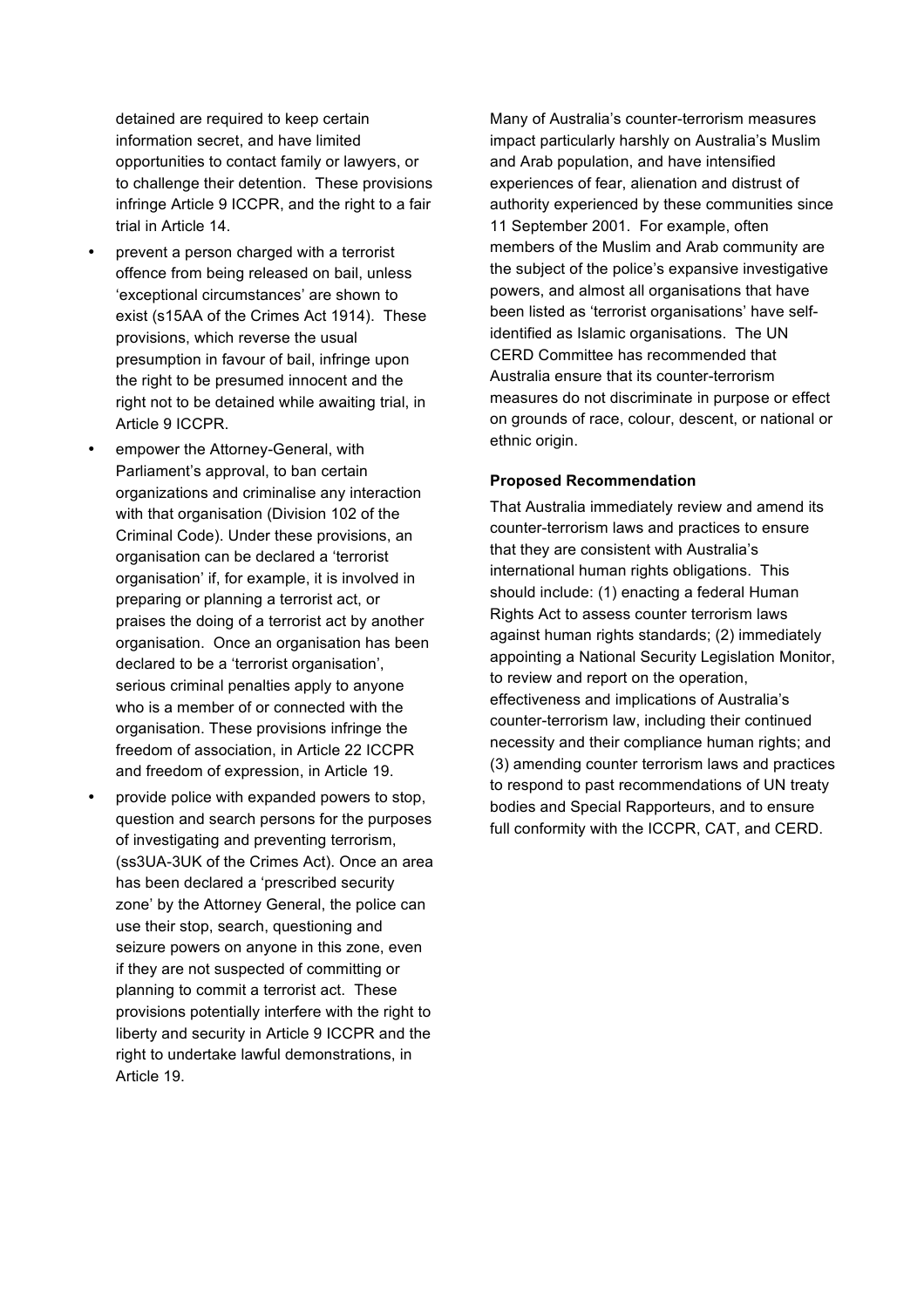detained are required to keep certain information secret, and have limited opportunities to contact family or lawyers, or to challenge their detention. These provisions infringe Article 9 ICCPR, and the right to a fair trial in Article 14.

- prevent a person charged with a terrorist offence from being released on bail, unless 'exceptional circumstances' are shown to exist (s15AA of the Crimes Act 1914). These provisions, which reverse the usual presumption in favour of bail, infringe upon the right to be presumed innocent and the right not to be detained while awaiting trial, in Article 9 ICCPR.
- empower the Attorney-General, with Parliament's approval, to ban certain organizations and criminalise any interaction with that organisation (Division 102 of the Criminal Code). Under these provisions, an organisation can be declared a 'terrorist organisation' if, for example, it is involved in preparing or planning a terrorist act, or praises the doing of a terrorist act by another organisation. Once an organisation has been declared to be a 'terrorist organisation', serious criminal penalties apply to anyone who is a member of or connected with the organisation. These provisions infringe the freedom of association, in Article 22 ICCPR and freedom of expression, in Article 19.
- provide police with expanded powers to stop, question and search persons for the purposes of investigating and preventing terrorism, (ss3UA-3UK of the Crimes Act). Once an area has been declared a 'prescribed security zone' by the Attorney General, the police can use their stop, search, questioning and seizure powers on anyone in this zone, even if they are not suspected of committing or planning to commit a terrorist act. These provisions potentially interfere with the right to liberty and security in Article 9 ICCPR and the right to undertake lawful demonstrations, in Article 19.

Many of Australia's counter-terrorism measures impact particularly harshly on Australia's Muslim and Arab population, and have intensified experiences of fear, alienation and distrust of authority experienced by these communities since 11 September 2001. For example, often members of the Muslim and Arab community are the subject of the police's expansive investigative powers, and almost all organisations that have been listed as 'terrorist organisations' have self-identified as Islamic organisations. The UN CERD Committee has recommended that Australia ensure that its counter-terrorism measures do not discriminate in purpose or effect on grounds of race, colour, descent, or national or ethnic origin.

**Proposed Recommendation**

That Australia immediately review and amend its counter-terrorism laws and practices to ensure that they are consistent with Australia's international human rights obligations. This should include: (1) enacting a federal Human Rights Act to assess counter terrorism laws against human rights standards; (2) immediately appointing a National Security Legislation Monitor, to review and report on the operation, effectiveness and implications of Australia's counter-terrorism law, including their continued necessity and their compliance human rights; and (3) amending counter terrorism laws and practices to respond to past recommendations of UN treaty bodies and Special Rapporteurs, and to ensure full conformity with the ICCPR, CAT, and CERD.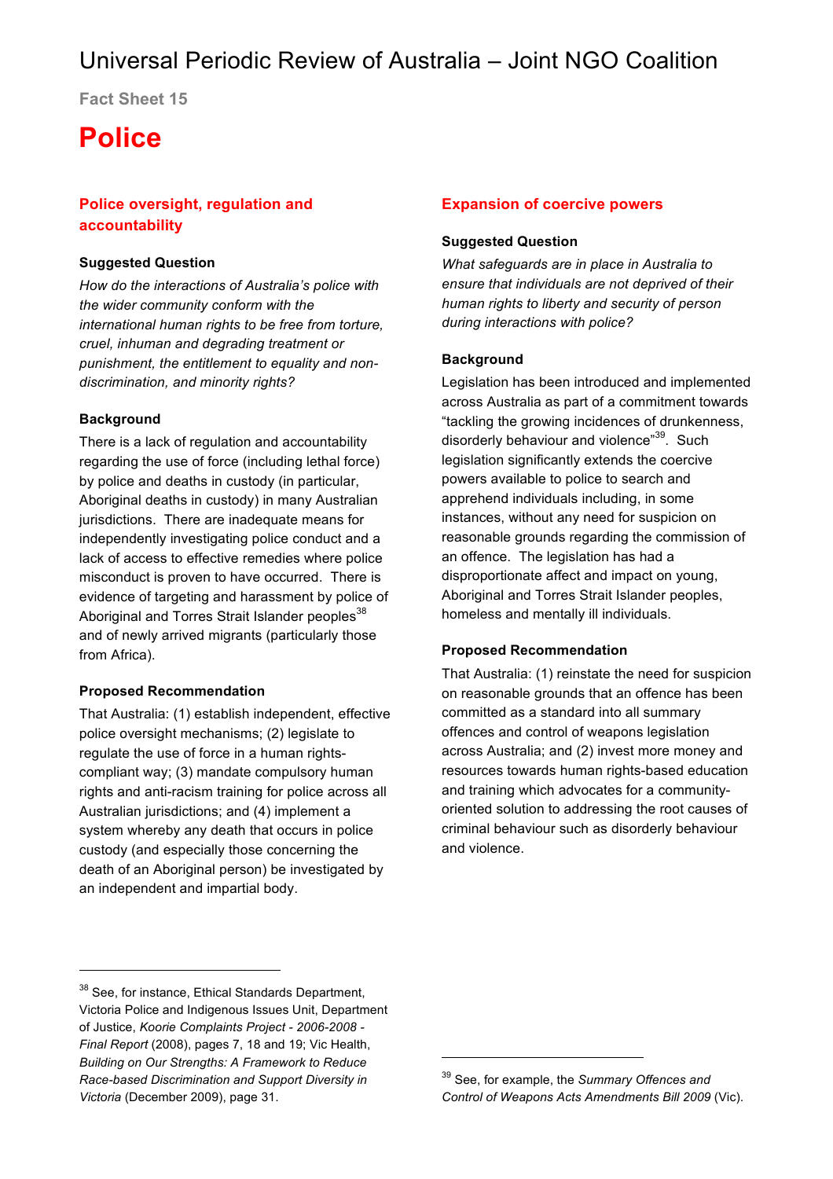# Universal Periodic Review of Australia – Joint NGO Coalition

**Fact Sheet 15**

# Police

## Police oversight, regulation and accountability

### Suggested Question

*How do the interactions of Australia's police with the wider community conform with the international human rights to be free from torture, cruel, inhuman and degrading treatment or punishment, the entitlement to equality and non-discrimination, and minority rights?*

### Background

There is a lack of regulation and accountability regarding the use of force (including lethal force) by police and deaths in custody (in particular, Aboriginal deaths in custody) in many Australian jurisdictions. There are inadequate means for independently investigating police conduct and a lack of access to effective remedies where police misconduct is proven to have occurred. There is evidence of targeting and harassment by police of Aboriginal and Torres Strait Islander peoples[38] and of newly arrived migrants (particularly those from Africa).

### Proposed Recommendation

That Australia: (1) establish independent, effective police oversight mechanisms; (2) legislate to regulate the use of force in a human rights-compliant way; (3) mandate compulsory human rights and anti-racism training for police across all Australian jurisdictions; and (4) implement a system whereby any death that occurs in police custody (and especially those concerning the death of an Aboriginal person) be investigated by an independent and impartial body.

## Expansion of coercive powers

### Suggested Question

*What safeguards are in place in Australia to ensure that individuals are not deprived of their human rights to liberty and security of person during interactions with police?*

### Background

Legislation has been introduced and implemented across Australia as part of a commitment towards "tackling the growing incidences of drunkenness, disorderly behaviour and violence"[39]. Such legislation significantly extends the coercive powers available to police to search and apprehend individuals including, in some instances, without any need for suspicion on reasonable grounds regarding the commission of an offence. The legislation has had a disproportionate affect and impact on young, Aboriginal and Torres Strait Islander peoples, homeless and mentally ill individuals.

### Proposed Recommendation

That Australia: (1) reinstate the need for suspicion on reasonable grounds that an offence has been committed as a standard into all summary offences and control of weapons legislation across Australia; and (2) invest more money and resources towards human rights-based education and training which advocates for a community-oriented solution to addressing the root causes of criminal behaviour such as disorderly behaviour and violence.

---

[38] See, for instance, Ethical Standards Department, Victoria Police and Indigenous Issues Unit, Department of Justice, *Koorie Complaints Project - 2006-2008 - Final Report* (2008), pages 7, 18 and 19; Vic Health, *Building on Our Strengths: A Framework to Reduce Race-based Discrimination and Support Diversity in Victoria* (December 2009), page 31.

[39] See, for example, the *Summary Offences and Control of Weapons Acts Amendments Bill 2009* (Vic).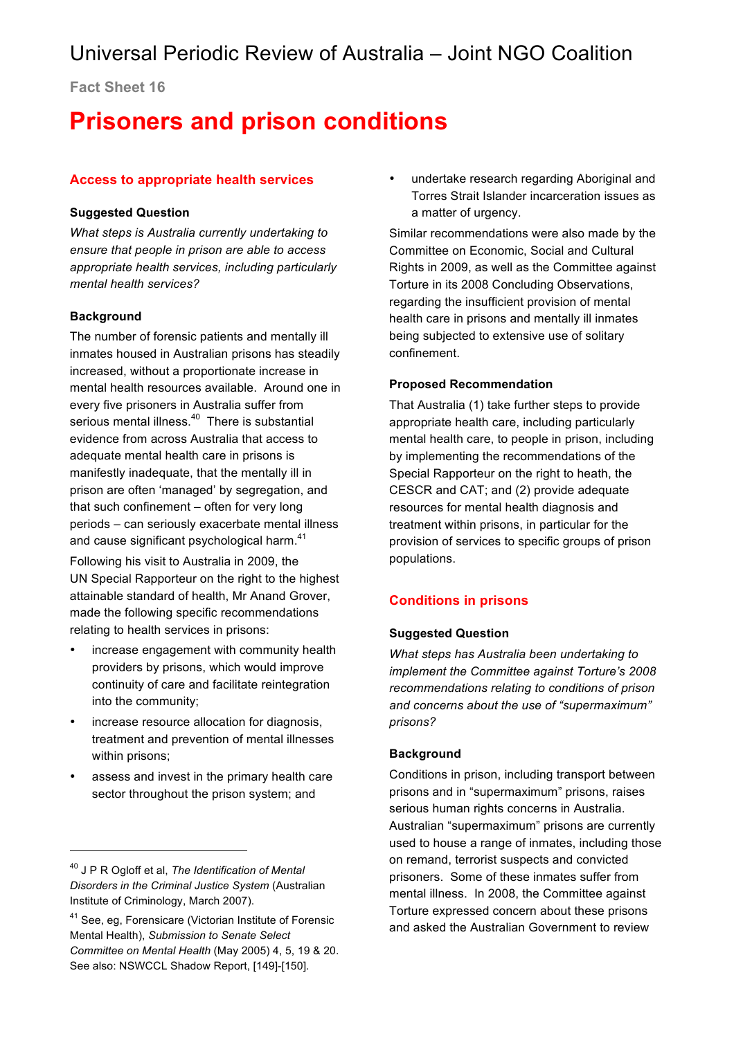# Universal Periodic Review of Australia – Joint NGO Coalition

Fact Sheet 16

# Prisoners and prison conditions

## Access to appropriate health services

### Suggested Question

*What steps is Australia currently undertaking to ensure that people in prison are able to access appropriate health services, including particularly mental health services?*

### Background

The number of forensic patients and mentally ill inmates housed in Australian prisons has steadily increased, without a proportionate increase in mental health resources available. Around one in every five prisoners in Australia suffer from serious mental illness.[40] There is substantial evidence from across Australia that access to adequate mental health care in prisons is manifestly inadequate, that the mentally ill in prison are often 'managed' by segregation, and that such confinement – often for very long periods – can seriously exacerbate mental illness and cause significant psychological harm.[41]

Following his visit to Australia in 2009, the UN Special Rapporteur on the right to the highest attainable standard of health, Mr Anand Grover, made the following specific recommendations relating to health services in prisons:

- increase engagement with community health providers by prisons, which would improve continuity of care and facilitate reintegration into the community;
- increase resource allocation for diagnosis, treatment and prevention of mental illnesses within prisons;
- assess and invest in the primary health care sector throughout the prison system; and
- undertake research regarding Aboriginal and Torres Strait Islander incarceration issues as a matter of urgency.

Similar recommendations were also made by the Committee on Economic, Social and Cultural Rights in 2009, as well as the Committee against Torture in its 2008 Concluding Observations, regarding the insufficient provision of mental health care in prisons and mentally ill inmates being subjected to extensive use of solitary confinement.

### Proposed Recommendation

That Australia (1) take further steps to provide appropriate health care, including particularly mental health care, to people in prison, including by implementing the recommendations of the Special Rapporteur on the right to heath, the CESCR and CAT; and (2) provide adequate resources for mental health diagnosis and treatment within prisons, in particular for the provision of services to specific groups of prison populations.

## Conditions in prisons

### Suggested Question

*What steps has Australia been undertaking to implement the Committee against Torture's 2008 recommendations relating to conditions of prison and concerns about the use of "supermaximum" prisons?*

### Background

Conditions in prison, including transport between prisons and in "supermaximum" prisons, raises serious human rights concerns in Australia. Australian "supermaximum" prisons are currently used to house a range of inmates, including those on remand, terrorist suspects and convicted prisoners. Some of these inmates suffer from mental illness. In 2008, the Committee against Torture expressed concern about these prisons and asked the Australian Government to review

---

[40] J P R Ogloff et al, *The Identification of Mental Disorders in the Criminal Justice System* (Australian Institute of Criminology, March 2007).

[41] See, eg, Forensicare (Victorian Institute of Forensic Mental Health), *Submission to Senate Select Committee on Mental Health* (May 2005) 4, 5, 19 & 20. See also: NSWCCL Shadow Report, [149]-[150].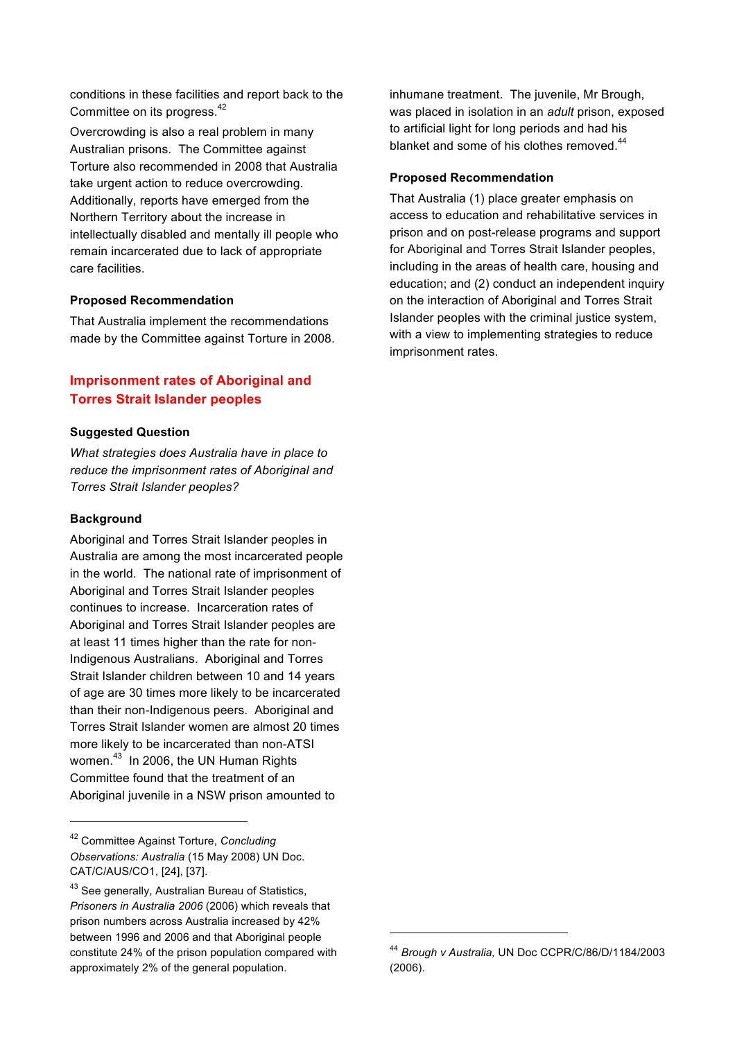conditions in these facilities and report back to the Committee on its progress.[42]

Overcrowding is also a real problem in many Australian prisons. The Committee against Torture also recommended in 2008 that Australia take urgent action to reduce overcrowding. Additionally, reports have emerged from the Northern Territory about the increase in intellectually disabled and mentally ill people who remain incarcerated due to lack of appropriate care facilities.

**Proposed Recommendation**

That Australia implement the recommendations made by the Committee against Torture in 2008.

## Imprisonment rates of Aboriginal and Torres Strait Islander peoples

**Suggested Question**

*What strategies does Australia have in place to reduce the imprisonment rates of Aboriginal and Torres Strait Islander peoples?*

**Background**

Aboriginal and Torres Strait Islander peoples in Australia are among the most incarcerated people in the world. The national rate of imprisonment of Aboriginal and Torres Strait Islander peoples continues to increase. Incarceration rates of Aboriginal and Torres Strait Islander peoples are at least 11 times higher than the rate for non-Indigenous Australians. Aboriginal and Torres Strait Islander children between 10 and 14 years of age are 30 times more likely to be incarcerated than their non-Indigenous peers. Aboriginal and Torres Strait Islander women are almost 20 times more likely to be incarcerated than non-ATSI women.[43] In 2006, the UN Human Rights Committee found that the treatment of an Aboriginal juvenile in a NSW prison amounted to inhumane treatment. The juvenile, Mr Brough, was placed in isolation in an *adult* prison, exposed to artificial light for long periods and had his blanket and some of his clothes removed.[44]

**Proposed Recommendation**

That Australia (1) place greater emphasis on access to education and rehabilitative services in prison and on post-release programs and support for Aboriginal and Torres Strait Islander peoples, including in the areas of health care, housing and education; and (2) conduct an independent inquiry on the interaction of Aboriginal and Torres Strait Islander peoples with the criminal justice system, with a view to implementing strategies to reduce imprisonment rates.

---

[42] Committee Against Torture, *Concluding Observations: Australia* (15 May 2008) UN Doc. CAT/C/AUS/CO1, [24], [37].

[43] See generally, Australian Bureau of Statistics, *Prisoners in Australia 2006* (2006) which reveals that prison numbers across Australia increased by 42% between 1996 and 2006 and that Aboriginal people constitute 24% of the prison population compared with approximately 2% of the general population.

[44] *Brough v Australia,* UN Doc CCPR/C/86/D/1184/2003 (2006).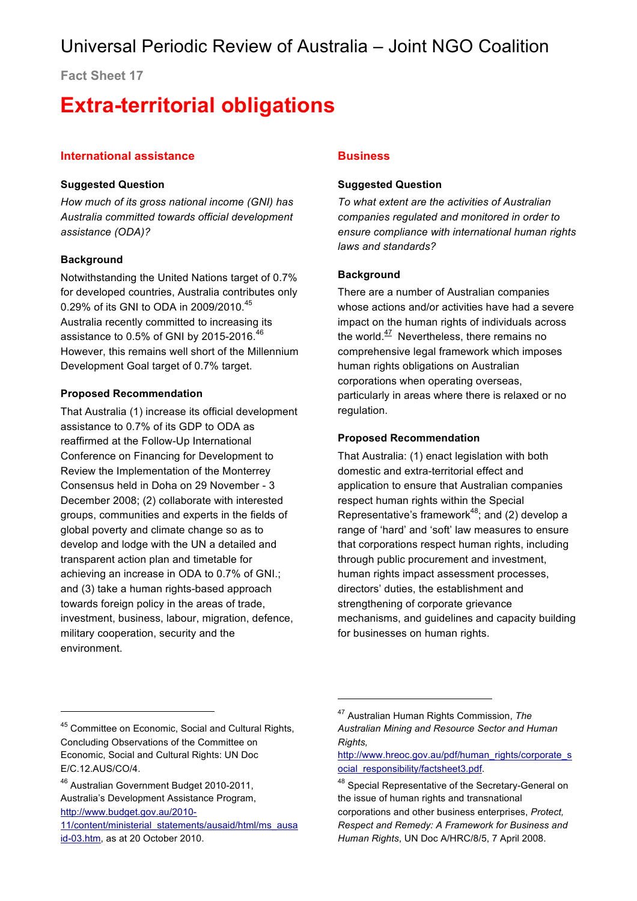# Universal Periodic Review of Australia – Joint NGO Coalition

**Fact Sheet 17**

## Extra-territorial obligations

### International assistance

**Suggested Question**

*How much of its gross national income (GNI) has Australia committed towards official development assistance (ODA)?*

**Background**

Notwithstanding the United Nations target of 0.7% for developed countries, Australia contributes only 0.29% of its GNI to ODA in 2009/2010.[45] Australia recently committed to increasing its assistance to 0.5% of GNI by 2015-2016.[46] However, this remains well short of the Millennium Development Goal target of 0.7% target.

**Proposed Recommendation**

That Australia (1) increase its official development assistance to 0.7% of its GDP to ODA as reaffirmed at the Follow-Up International Conference on Financing for Development to Review the Implementation of the Monterrey Consensus held in Doha on 29 November - 3 December 2008; (2) collaborate with interested groups, communities and experts in the fields of global poverty and climate change so as to develop and lodge with the UN a detailed and transparent action plan and timetable for achieving an increase in ODA to 0.7% of GNI.; and (3) take a human rights-based approach towards foreign policy in the areas of trade, investment, business, labour, migration, defence, military cooperation, security and the environment.

### Business

**Suggested Question**

*To what extent are the activities of Australian companies regulated and monitored in order to ensure compliance with international human rights laws and standards?*

**Background**

There are a number of Australian companies whose actions and/or activities have had a severe impact on the human rights of individuals across the world.[47] Nevertheless, there remains no comprehensive legal framework which imposes human rights obligations on Australian corporations when operating overseas, particularly in areas where there is relaxed or no regulation.

**Proposed Recommendation**

That Australia: (1) enact legislation with both domestic and extra-territorial effect and application to ensure that Australian companies respect human rights within the Special Representative's framework[48]; and (2) develop a range of 'hard' and 'soft' law measures to ensure that corporations respect human rights, including through public procurement and investment, human rights impact assessment processes, directors' duties, the establishment and strengthening of corporate grievance mechanisms, and guidelines and capacity building for businesses on human rights.

---

[45] Committee on Economic, Social and Cultural Rights, Concluding Observations of the Committee on Economic, Social and Cultural Rights: UN Doc E/C.12.AUS/CO/4.

[46] Australian Government Budget 2010-2011, Australia's Development Assistance Program, http://www.budget.gov.au/2010-11/content/ministerial_statements/ausaid/html/ms_ausaid-03.htm, as at 20 October 2010.

[47] Australian Human Rights Commission, *The Australian Mining and Resource Sector and Human Rights,* http://www.hreoc.gov.au/pdf/human_rights/corporate_social_responsibility/factsheet3.pdf.

[48] Special Representative of the Secretary-General on the issue of human rights and transnational corporations and other business enterprises, *Protect, Respect and Remedy: A Framework for Business and Human Rights*, UN Doc A/HRC/8/5, 7 April 2008.